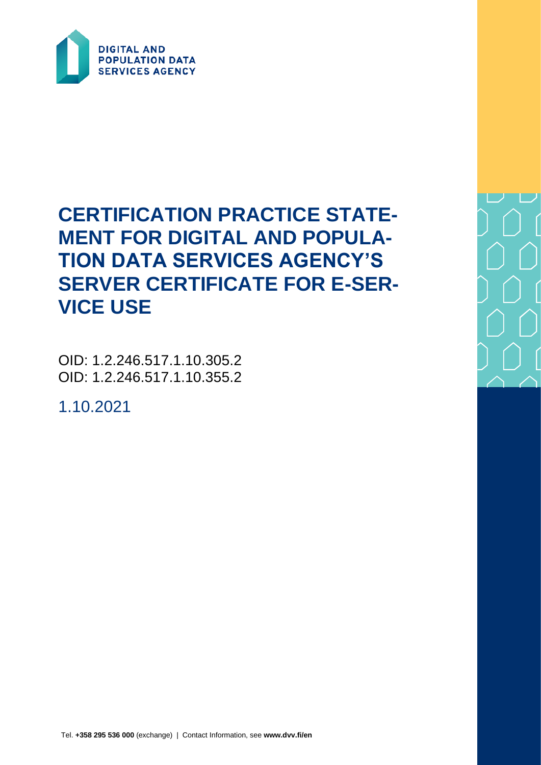DIGITAL AND POPULATION DATA SERVICES AGENCY

# CERTIFICATION PRACTICE STATEMENT FOR DIGITAL AND POPULATION DATA SERVICES AGENCY'S SERVER CERTIFICATE FOR E-SERVICE USE

OID: 1.2.246.517.1.10.305.2
OID: 1.2.246.517.1.10.355.2

1.10.2021

Tel. **+358 295 536 000** (exchange) | Contact Information, see **www.dvv.fi/en**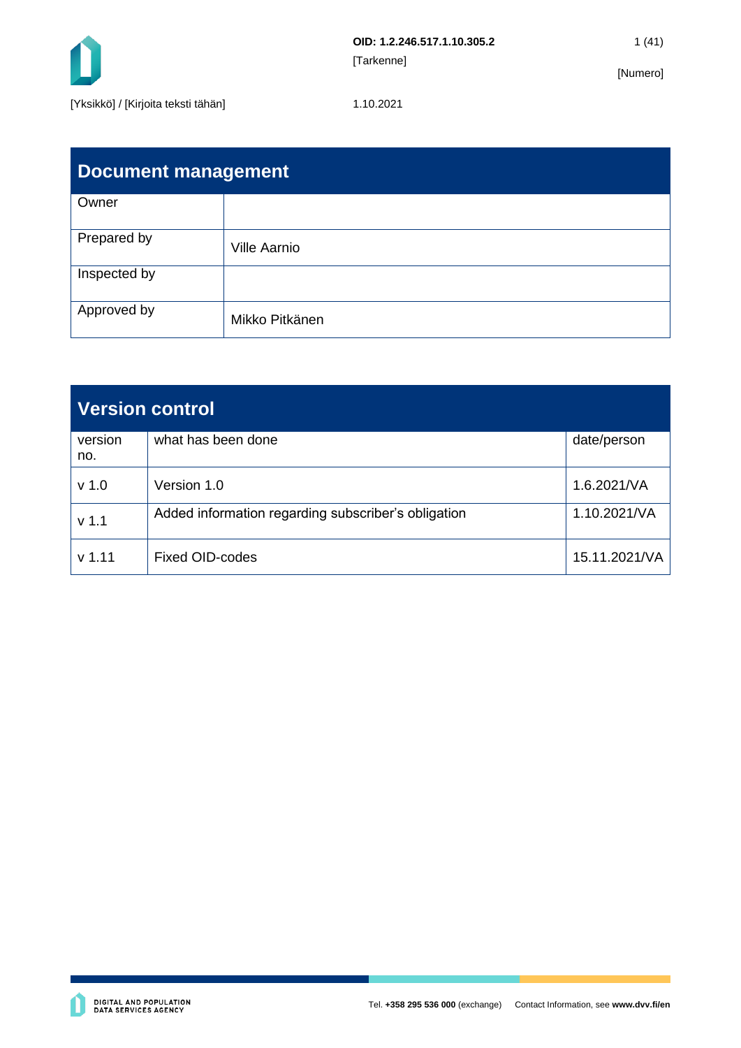| Document management | |
|---|---|
| Owner | |
| Prepared by | Ville Aarnio |
| Inspected by | |
| Approved by | Mikko Pitkänen |

| Version control | | |
|---|---|---|
| version no. | what has been done | date/person |
| v 1.0 | Version 1.0 | 1.6.2021/VA |
| v 1.1 | Added information regarding subscriber's obligation | 1.10.2021/VA |
| v 1.11 | Fixed OID-codes | 15.11.2021/VA |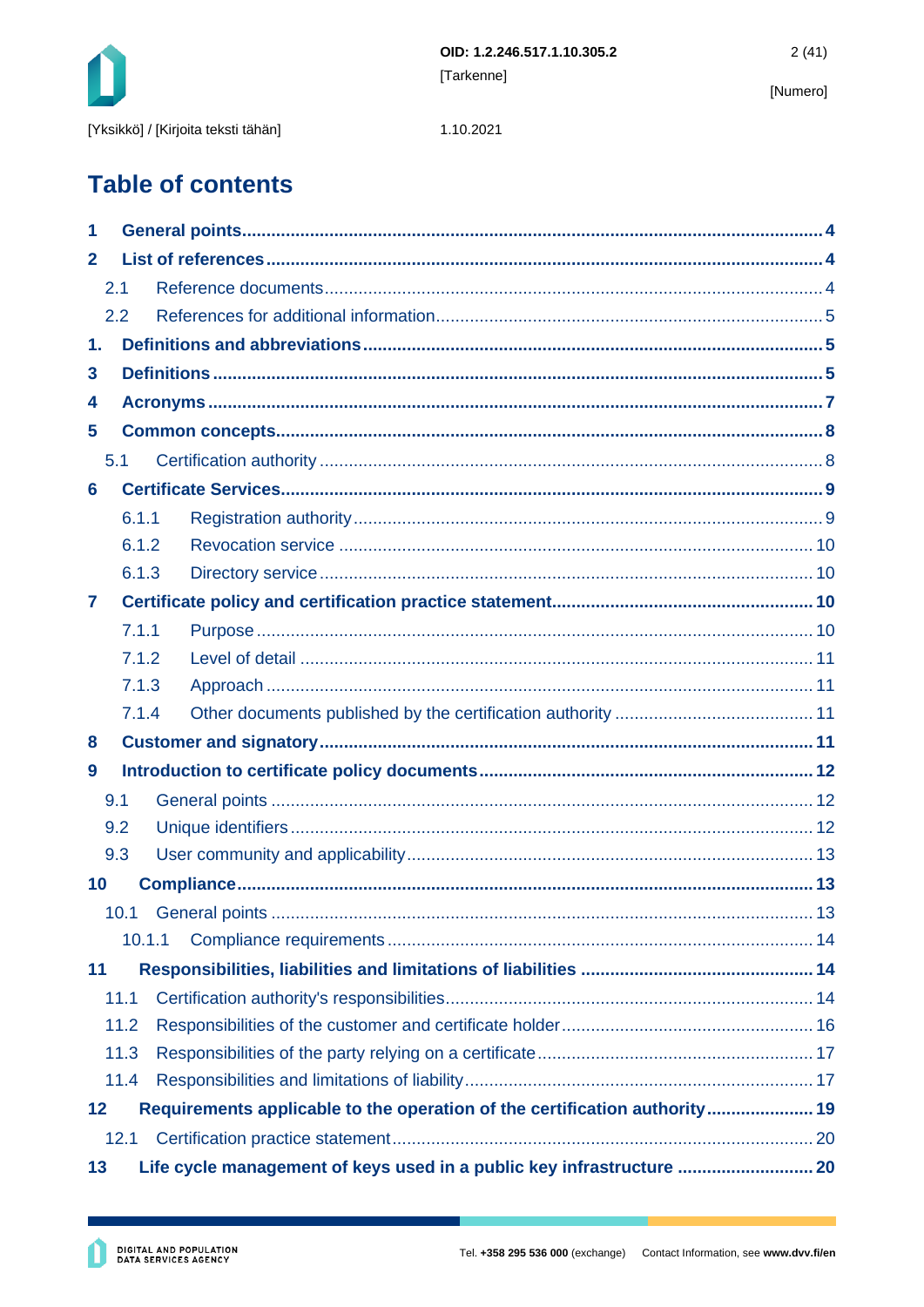# Table of contents

**1 General points ... 4**

**2 List of references ... 4**

- 2.1 Reference documents ... 4
- 2.2 References for additional information ... 5

**1. Definitions and abbreviations ... 5**

**3 Definitions ... 5**

**4 Acronyms ... 7**

**5 Common concepts ... 8**

- 5.1 Certification authority ... 8

**6 Certificate Services ... 9**

- 6.1.1 Registration authority ... 9
- 6.1.2 Revocation service ... 10
- 6.1.3 Directory service ... 10

**7 Certificate policy and certification practice statement ... 10**

- 7.1.1 Purpose ... 10
- 7.1.2 Level of detail ... 11
- 7.1.3 Approach ... 11
- 7.1.4 Other documents published by the certification authority ... 11

**8 Customer and signatory ... 11**

**9 Introduction to certificate policy documents ... 12**

- 9.1 General points ... 12
- 9.2 Unique identifiers ... 12
- 9.3 User community and applicability ... 13

**10 Compliance ... 13**

- 10.1 General points ... 13
  - 10.1.1 Compliance requirements ... 14

**11 Responsibilities, liabilities and limitations of liabilities ... 14**

- 11.1 Certification authority's responsibilities ... 14
- 11.2 Responsibilities of the customer and certificate holder ... 16
- 11.3 Responsibilities of the party relying on a certificate ... 17
- 11.4 Responsibilities and limitations of liability ... 17

**12 Requirements applicable to the operation of the certification authority ... 19**

- 12.1 Certification practice statement ... 20

**13 Life cycle management of keys used in a public key infrastructure ... 20**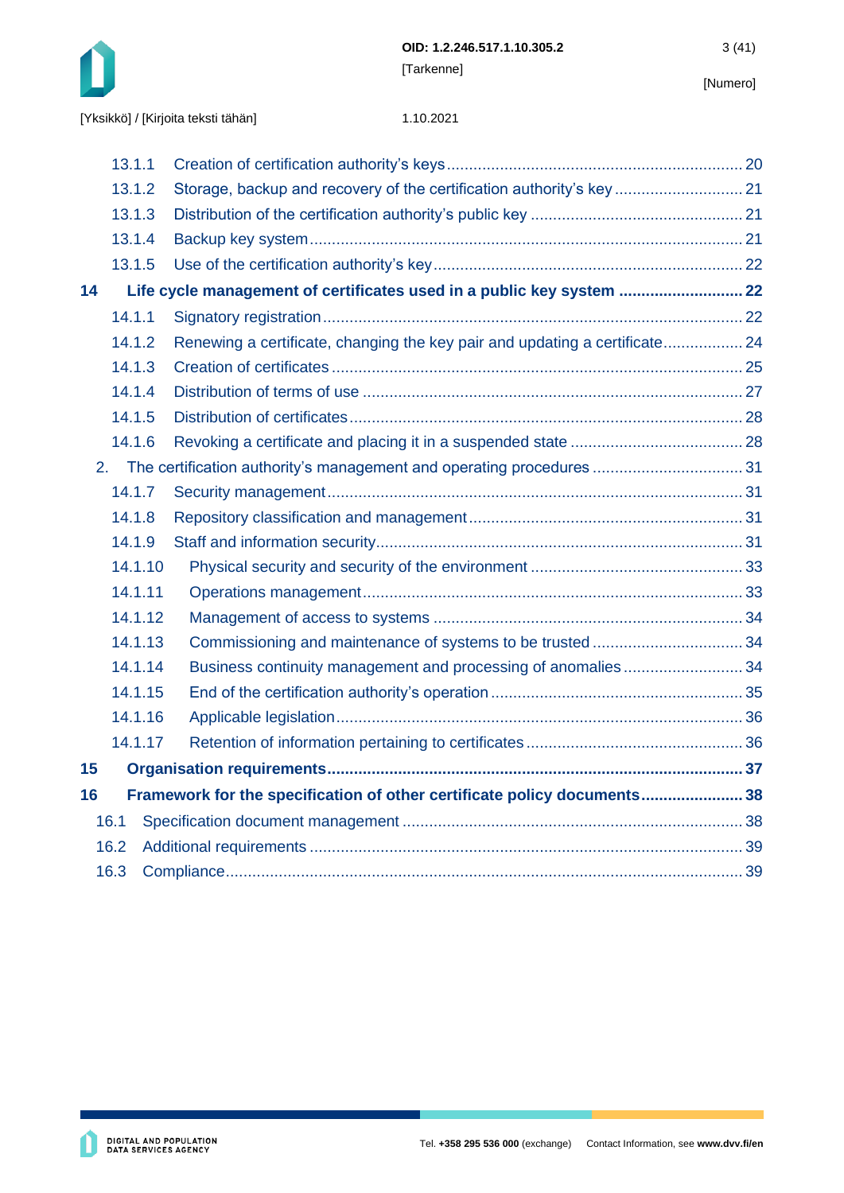13.1.1 Creation of certification authority's keys ..... 20
13.1.2 Storage, backup and recovery of the certification authority's key ..... 21
13.1.3 Distribution of the certification authority's public key ..... 21
13.1.4 Backup key system ..... 21
13.1.5 Use of the certification authority's key ..... 22

**14 Life cycle management of certificates used in a public key system ..... 22**

14.1.1 Signatory registration ..... 22
14.1.2 Renewing a certificate, changing the key pair and updating a certificate ..... 24
14.1.3 Creation of certificates ..... 25
14.1.4 Distribution of terms of use ..... 27
14.1.5 Distribution of certificates ..... 28
14.1.6 Revoking a certificate and placing it in a suspended state ..... 28

2. The certification authority's management and operating procedures ..... 31

14.1.7 Security management ..... 31
14.1.8 Repository classification and management ..... 31
14.1.9 Staff and information security ..... 31
14.1.10 Physical security and security of the environment ..... 33
14.1.11 Operations management ..... 33
14.1.12 Management of access to systems ..... 34
14.1.13 Commissioning and maintenance of systems to be trusted ..... 34
14.1.14 Business continuity management and processing of anomalies ..... 34
14.1.15 End of the certification authority's operation ..... 35
14.1.16 Applicable legislation ..... 36
14.1.17 Retention of information pertaining to certificates ..... 36

**15 Organisation requirements ..... 37**

**16 Framework for the specification of other certificate policy documents ..... 38**

16.1 Specification document management ..... 38
16.2 Additional requirements ..... 39
16.3 Compliance ..... 39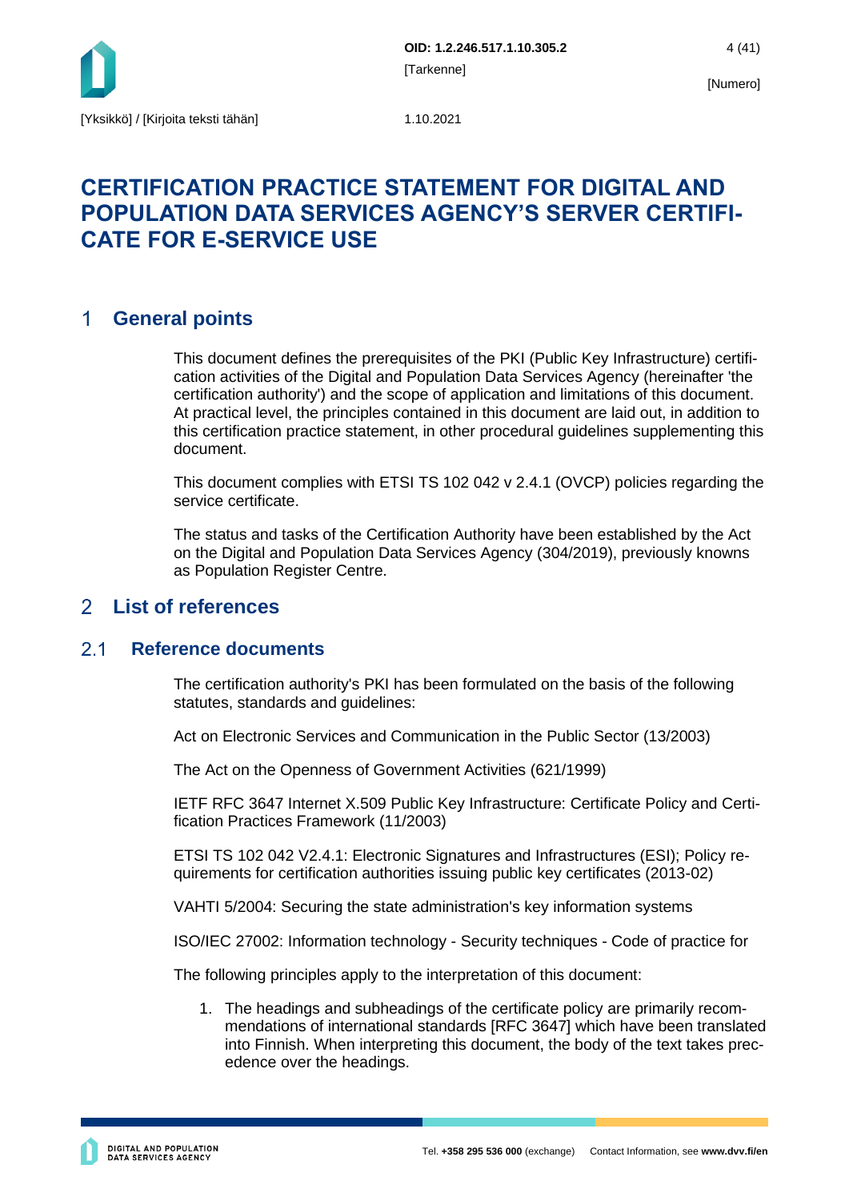# CERTIFICATION PRACTICE STATEMENT FOR DIGITAL AND POPULATION DATA SERVICES AGENCY'S SERVER CERTIFICATE FOR E-SERVICE USE

## 1 General points

This document defines the prerequisites of the PKI (Public Key Infrastructure) certification activities of the Digital and Population Data Services Agency (hereinafter 'the certification authority') and the scope of application and limitations of this document. At practical level, the principles contained in this document are laid out, in addition to this certification practice statement, in other procedural guidelines supplementing this document.

This document complies with ETSI TS 102 042 v 2.4.1 (OVCP) policies regarding the service certificate.

The status and tasks of the Certification Authority have been established by the Act on the Digital and Population Data Services Agency (304/2019), previously knowns as Population Register Centre.

## 2 List of references

### 2.1 Reference documents

The certification authority's PKI has been formulated on the basis of the following statutes, standards and guidelines:

Act on Electronic Services and Communication in the Public Sector (13/2003)

The Act on the Openness of Government Activities (621/1999)

IETF RFC 3647 Internet X.509 Public Key Infrastructure: Certificate Policy and Certification Practices Framework (11/2003)

ETSI TS 102 042 V2.4.1: Electronic Signatures and Infrastructures (ESI); Policy requirements for certification authorities issuing public key certificates (2013-02)

VAHTI 5/2004: Securing the state administration's key information systems

ISO/IEC 27002: Information technology - Security techniques - Code of practice for

The following principles apply to the interpretation of this document:

1. The headings and subheadings of the certificate policy are primarily recommendations of international standards [RFC 3647] which have been translated into Finnish. When interpreting this document, the body of the text takes precedence over the headings.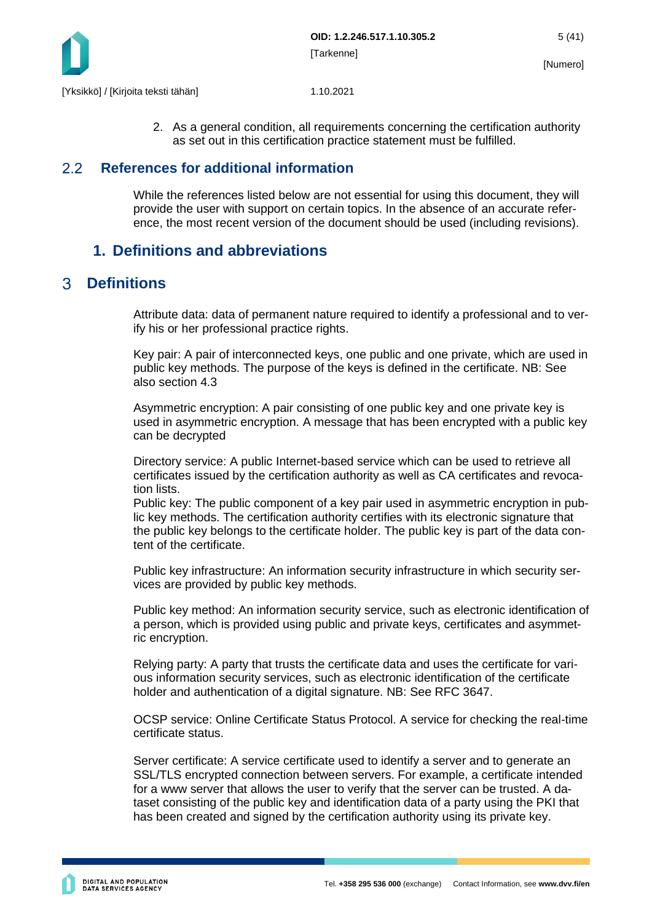2. As a general condition, all requirements concerning the certification authority as set out in this certification practice statement must be fulfilled.

## 2.2 References for additional information

While the references listed below are not essential for using this document, they will provide the user with support on certain topics. In the absence of an accurate reference, the most recent version of the document should be used (including revisions).

## 1. Definitions and abbreviations

# 3 Definitions

Attribute data: data of permanent nature required to identify a professional and to verify his or her professional practice rights.

Key pair: A pair of interconnected keys, one public and one private, which are used in public key methods. The purpose of the keys is defined in the certificate. NB: See also section 4.3

Asymmetric encryption: A pair consisting of one public key and one private key is used in asymmetric encryption. A message that has been encrypted with a public key can be decrypted

Directory service: A public Internet-based service which can be used to retrieve all certificates issued by the certification authority as well as CA certificates and revocation lists.
Public key: The public component of a key pair used in asymmetric encryption in public key methods. The certification authority certifies with its electronic signature that the public key belongs to the certificate holder. The public key is part of the data content of the certificate.

Public key infrastructure: An information security infrastructure in which security services are provided by public key methods.

Public key method: An information security service, such as electronic identification of a person, which is provided using public and private keys, certificates and asymmetric encryption.

Relying party: A party that trusts the certificate data and uses the certificate for various information security services, such as electronic identification of the certificate holder and authentication of a digital signature. NB: See RFC 3647.

OCSP service: Online Certificate Status Protocol. A service for checking the real-time certificate status.

Server certificate: A service certificate used to identify a server and to generate an SSL/TLS encrypted connection between servers. For example, a certificate intended for a www server that allows the user to verify that the server can be trusted. A dataset consisting of the public key and identification data of a party using the PKI that has been created and signed by the certification authority using its private key.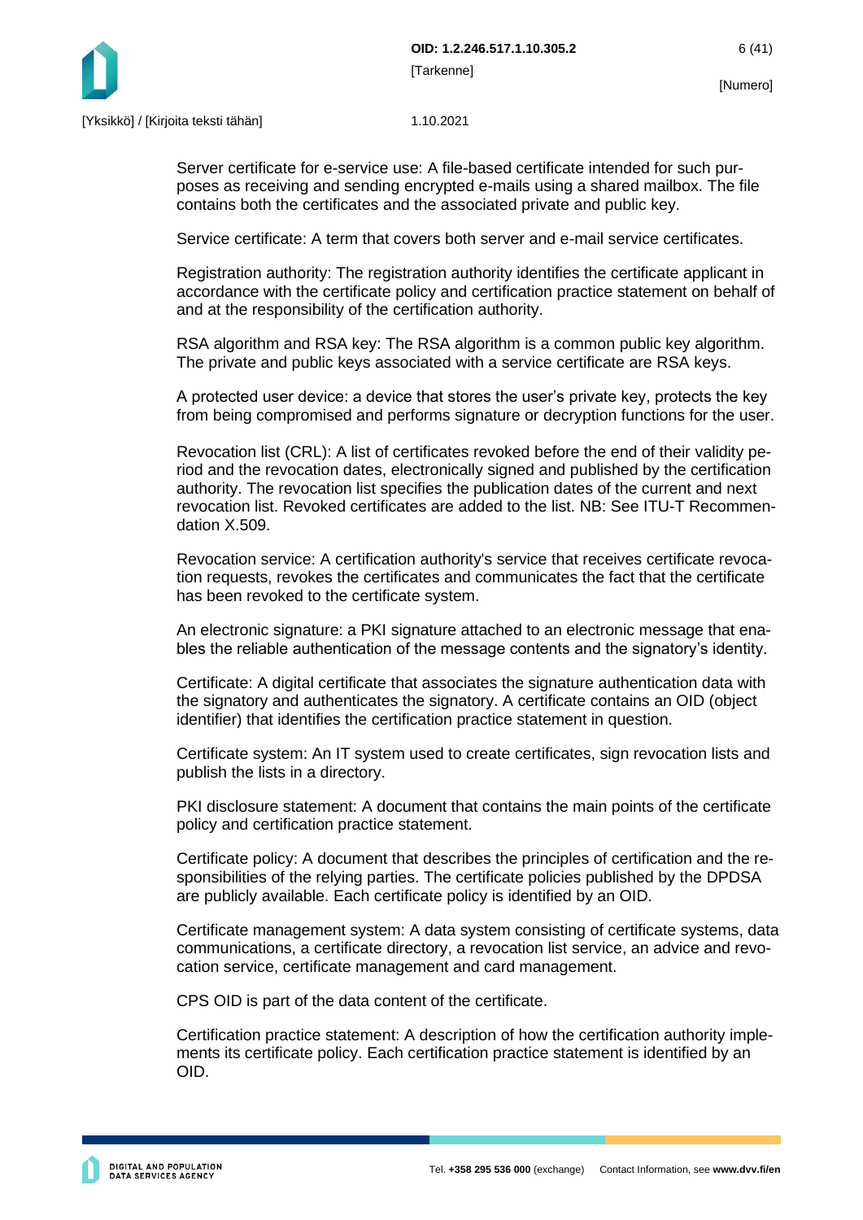Server certificate for e-service use: A file-based certificate intended for such purposes as receiving and sending encrypted e-mails using a shared mailbox. The file contains both the certificates and the associated private and public key.

Service certificate: A term that covers both server and e-mail service certificates.

Registration authority: The registration authority identifies the certificate applicant in accordance with the certificate policy and certification practice statement on behalf of and at the responsibility of the certification authority.

RSA algorithm and RSA key: The RSA algorithm is a common public key algorithm. The private and public keys associated with a service certificate are RSA keys.

A protected user device: a device that stores the user's private key, protects the key from being compromised and performs signature or decryption functions for the user.

Revocation list (CRL): A list of certificates revoked before the end of their validity period and the revocation dates, electronically signed and published by the certification authority. The revocation list specifies the publication dates of the current and next revocation list. Revoked certificates are added to the list. NB: See ITU-T Recommendation X.509.

Revocation service: A certification authority's service that receives certificate revocation requests, revokes the certificates and communicates the fact that the certificate has been revoked to the certificate system.

An electronic signature: a PKI signature attached to an electronic message that enables the reliable authentication of the message contents and the signatory's identity.

Certificate: A digital certificate that associates the signature authentication data with the signatory and authenticates the signatory. A certificate contains an OID (object identifier) that identifies the certification practice statement in question.

Certificate system: An IT system used to create certificates, sign revocation lists and publish the lists in a directory.

PKI disclosure statement: A document that contains the main points of the certificate policy and certification practice statement.

Certificate policy: A document that describes the principles of certification and the responsibilities of the relying parties. The certificate policies published by the DPDSA are publicly available. Each certificate policy is identified by an OID.

Certificate management system: A data system consisting of certificate systems, data communications, a certificate directory, a revocation list service, an advice and revocation service, certificate management and card management.

CPS OID is part of the data content of the certificate.

Certification practice statement: A description of how the certification authority implements its certificate policy. Each certification practice statement is identified by an OID.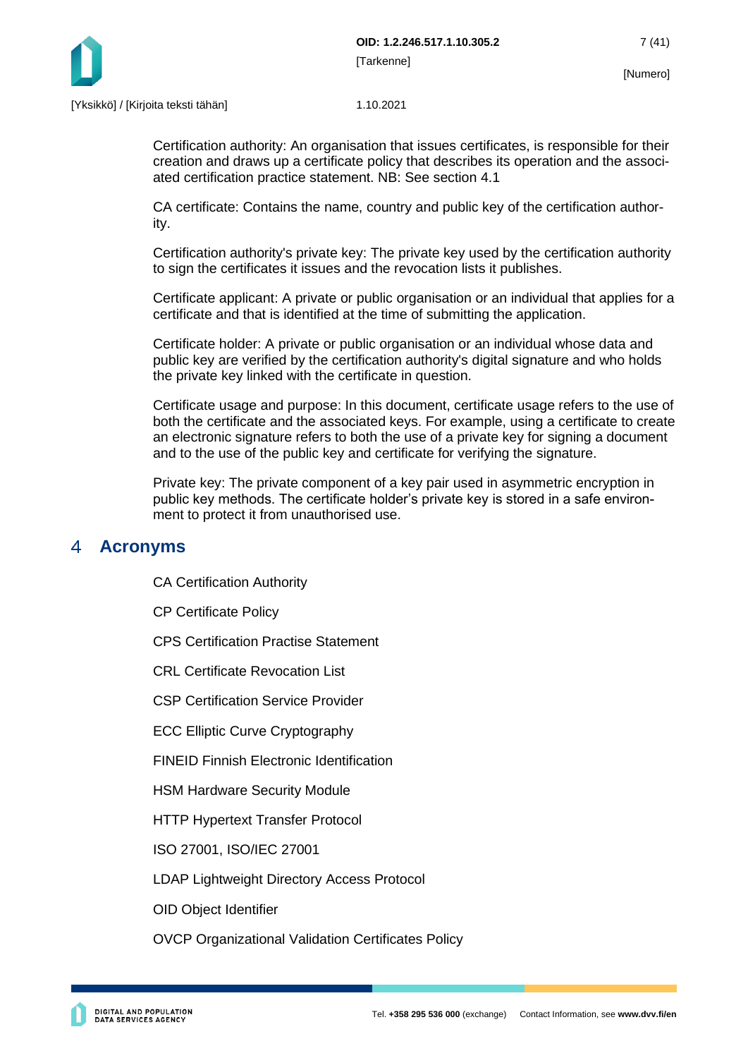Certification authority: An organisation that issues certificates, is responsible for their creation and draws up a certificate policy that describes its operation and the associated certification practice statement. NB: See section 4.1

CA certificate: Contains the name, country and public key of the certification authority.

Certification authority's private key: The private key used by the certification authority to sign the certificates it issues and the revocation lists it publishes.

Certificate applicant: A private or public organisation or an individual that applies for a certificate and that is identified at the time of submitting the application.

Certificate holder: A private or public organisation or an individual whose data and public key are verified by the certification authority's digital signature and who holds the private key linked with the certificate in question.

Certificate usage and purpose: In this document, certificate usage refers to the use of both the certificate and the associated keys. For example, using a certificate to create an electronic signature refers to both the use of a private key for signing a document and to the use of the public key and certificate for verifying the signature.

Private key: The private component of a key pair used in asymmetric encryption in public key methods. The certificate holder's private key is stored in a safe environment to protect it from unauthorised use.

# 4 Acronyms

CA Certification Authority

CP Certificate Policy

CPS Certification Practise Statement

CRL Certificate Revocation List

CSP Certification Service Provider

ECC Elliptic Curve Cryptography

FINEID Finnish Electronic Identification

HSM Hardware Security Module

HTTP Hypertext Transfer Protocol

ISO 27001, ISO/IEC 27001

LDAP Lightweight Directory Access Protocol

OID Object Identifier

OVCP Organizational Validation Certificates Policy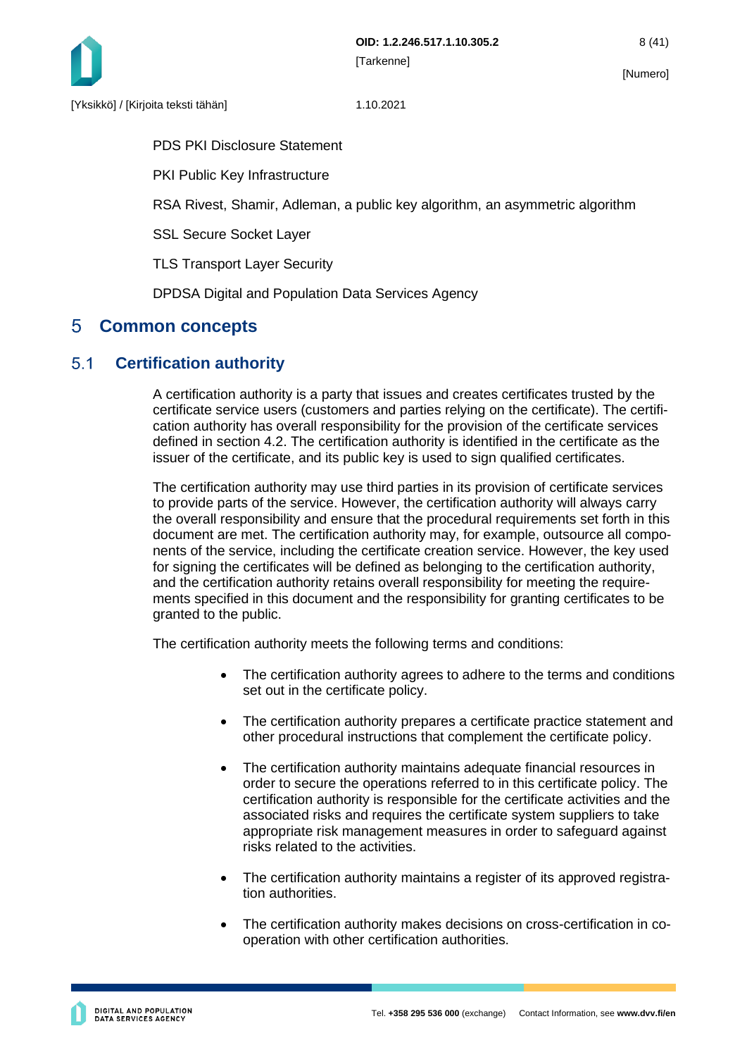PDS PKI Disclosure Statement

PKI Public Key Infrastructure

RSA Rivest, Shamir, Adleman, a public key algorithm, an asymmetric algorithm

SSL Secure Socket Layer

TLS Transport Layer Security

DPDSA Digital and Population Data Services Agency

# 5 Common concepts

## 5.1 Certification authority

A certification authority is a party that issues and creates certificates trusted by the certificate service users (customers and parties relying on the certificate). The certification authority has overall responsibility for the provision of the certificate services defined in section 4.2. The certification authority is identified in the certificate as the issuer of the certificate, and its public key is used to sign qualified certificates.

The certification authority may use third parties in its provision of certificate services to provide parts of the service. However, the certification authority will always carry the overall responsibility and ensure that the procedural requirements set forth in this document are met. The certification authority may, for example, outsource all components of the service, including the certificate creation service. However, the key used for signing the certificates will be defined as belonging to the certification authority, and the certification authority retains overall responsibility for meeting the requirements specified in this document and the responsibility for granting certificates to be granted to the public.

The certification authority meets the following terms and conditions:

- The certification authority agrees to adhere to the terms and conditions set out in the certificate policy.
- The certification authority prepares a certificate practice statement and other procedural instructions that complement the certificate policy.
- The certification authority maintains adequate financial resources in order to secure the operations referred to in this certificate policy. The certification authority is responsible for the certificate activities and the associated risks and requires the certificate system suppliers to take appropriate risk management measures in order to safeguard against risks related to the activities.
- The certification authority maintains a register of its approved registration authorities.
- The certification authority makes decisions on cross-certification in co-operation with other certification authorities.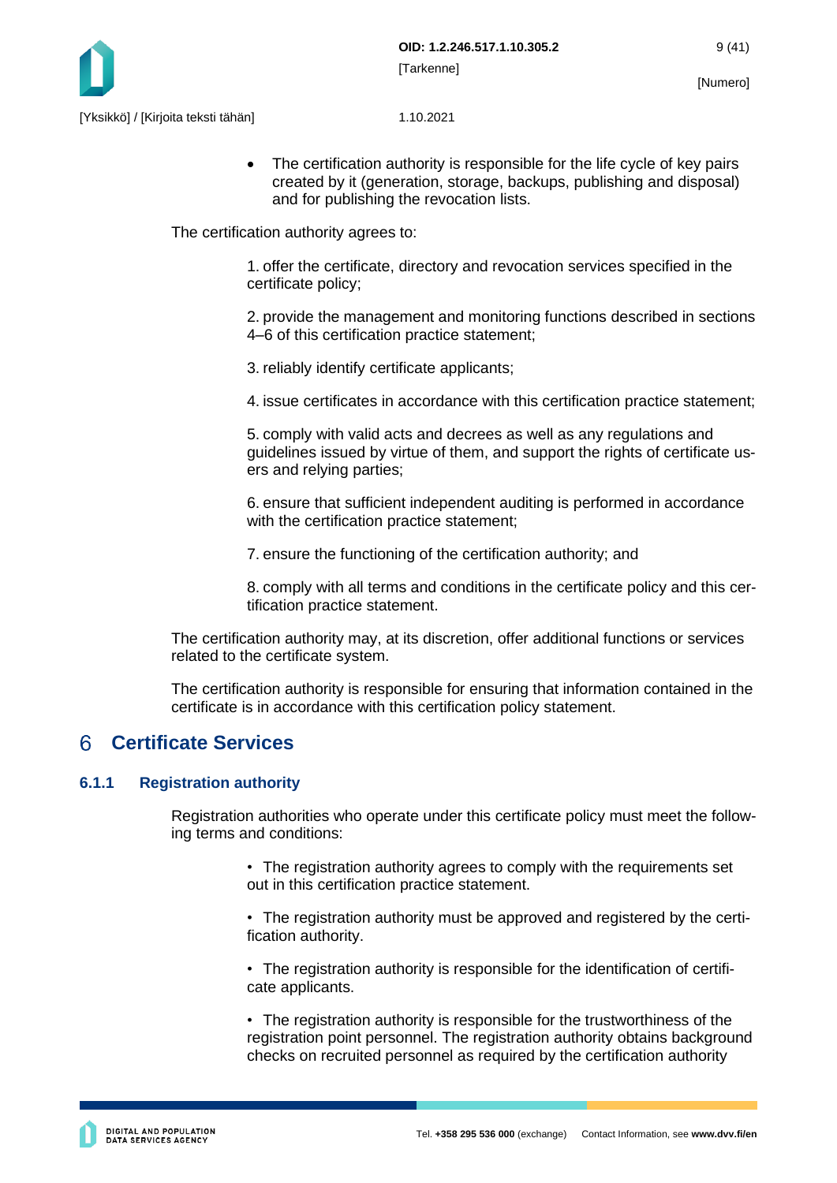- The certification authority is responsible for the life cycle of key pairs created by it (generation, storage, backups, publishing and disposal) and for publishing the revocation lists.

The certification authority agrees to:

1. offer the certificate, directory and revocation services specified in the certificate policy;

2. provide the management and monitoring functions described in sections 4–6 of this certification practice statement;

3. reliably identify certificate applicants;

4. issue certificates in accordance with this certification practice statement;

5. comply with valid acts and decrees as well as any regulations and guidelines issued by virtue of them, and support the rights of certificate users and relying parties;

6. ensure that sufficient independent auditing is performed in accordance with the certification practice statement;

7. ensure the functioning of the certification authority; and

8. comply with all terms and conditions in the certificate policy and this certification practice statement.

The certification authority may, at its discretion, offer additional functions or services related to the certificate system.

The certification authority is responsible for ensuring that information contained in the certificate is in accordance with this certification policy statement.

# 6 Certificate Services

### 6.1.1 Registration authority

Registration authorities who operate under this certificate policy must meet the following terms and conditions:

- The registration authority agrees to comply with the requirements set out in this certification practice statement.

- The registration authority must be approved and registered by the certification authority.

- The registration authority is responsible for the identification of certificate applicants.

- The registration authority is responsible for the trustworthiness of the registration point personnel. The registration authority obtains background checks on recruited personnel as required by the certification authority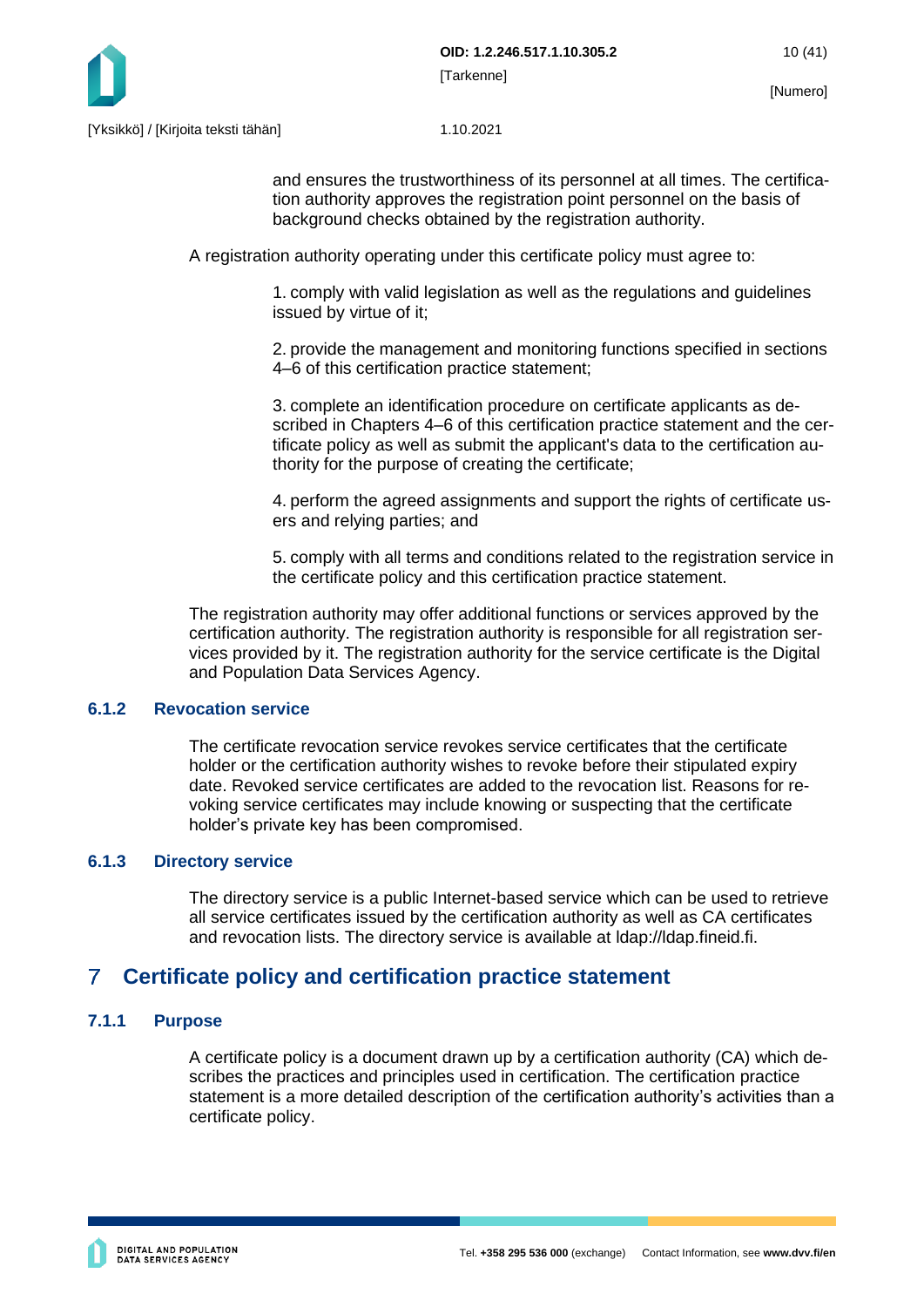and ensures the trustworthiness of its personnel at all times. The certification authority approves the registration point personnel on the basis of background checks obtained by the registration authority.

A registration authority operating under this certificate policy must agree to:

1. comply with valid legislation as well as the regulations and guidelines issued by virtue of it;

2. provide the management and monitoring functions specified in sections 4–6 of this certification practice statement;

3. complete an identification procedure on certificate applicants as described in Chapters 4–6 of this certification practice statement and the certificate policy as well as submit the applicant's data to the certification authority for the purpose of creating the certificate;

4. perform the agreed assignments and support the rights of certificate users and relying parties; and

5. comply with all terms and conditions related to the registration service in the certificate policy and this certification practice statement.

The registration authority may offer additional functions or services approved by the certification authority. The registration authority is responsible for all registration services provided by it. The registration authority for the service certificate is the Digital and Population Data Services Agency.

### 6.1.2 Revocation service

The certificate revocation service revokes service certificates that the certificate holder or the certification authority wishes to revoke before their stipulated expiry date. Revoked service certificates are added to the revocation list. Reasons for revoking service certificates may include knowing or suspecting that the certificate holder's private key has been compromised.

### 6.1.3 Directory service

The directory service is a public Internet-based service which can be used to retrieve all service certificates issued by the certification authority as well as CA certificates and revocation lists. The directory service is available at ldap://ldap.fineid.fi.

# 7 Certificate policy and certification practice statement

### 7.1.1 Purpose

A certificate policy is a document drawn up by a certification authority (CA) which describes the practices and principles used in certification. The certification practice statement is a more detailed description of the certification authority's activities than a certificate policy.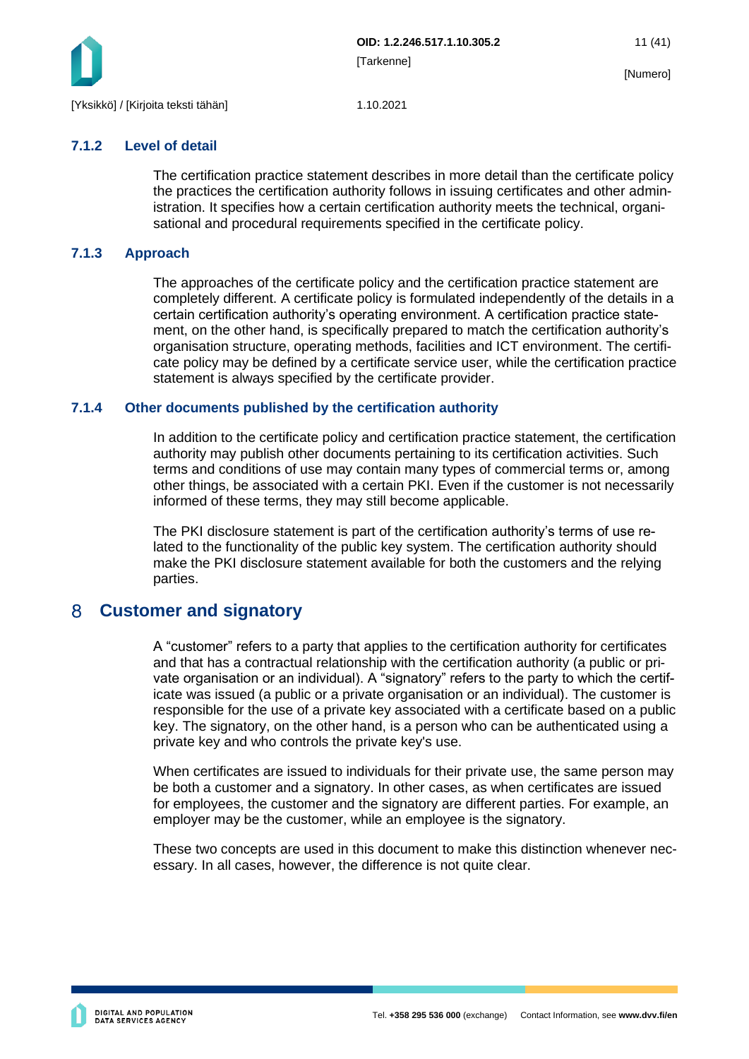### 7.1.2 Level of detail

The certification practice statement describes in more detail than the certificate policy the practices the certification authority follows in issuing certificates and other administration. It specifies how a certain certification authority meets the technical, organisational and procedural requirements specified in the certificate policy.

### 7.1.3 Approach

The approaches of the certificate policy and the certification practice statement are completely different. A certificate policy is formulated independently of the details in a certain certification authority's operating environment. A certification practice statement, on the other hand, is specifically prepared to match the certification authority's organisation structure, operating methods, facilities and ICT environment. The certificate policy may be defined by a certificate service user, while the certification practice statement is always specified by the certificate provider.

### 7.1.4 Other documents published by the certification authority

In addition to the certificate policy and certification practice statement, the certification authority may publish other documents pertaining to its certification activities. Such terms and conditions of use may contain many types of commercial terms or, among other things, be associated with a certain PKI. Even if the customer is not necessarily informed of these terms, they may still become applicable.

The PKI disclosure statement is part of the certification authority's terms of use related to the functionality of the public key system. The certification authority should make the PKI disclosure statement available for both the customers and the relying parties.

# 8 Customer and signatory

A "customer" refers to a party that applies to the certification authority for certificates and that has a contractual relationship with the certification authority (a public or private organisation or an individual). A "signatory" refers to the party to which the certificate was issued (a public or a private organisation or an individual). The customer is responsible for the use of a private key associated with a certificate based on a public key. The signatory, on the other hand, is a person who can be authenticated using a private key and who controls the private key's use.

When certificates are issued to individuals for their private use, the same person may be both a customer and a signatory. In other cases, as when certificates are issued for employees, the customer and the signatory are different parties. For example, an employer may be the customer, while an employee is the signatory.

These two concepts are used in this document to make this distinction whenever necessary. In all cases, however, the difference is not quite clear.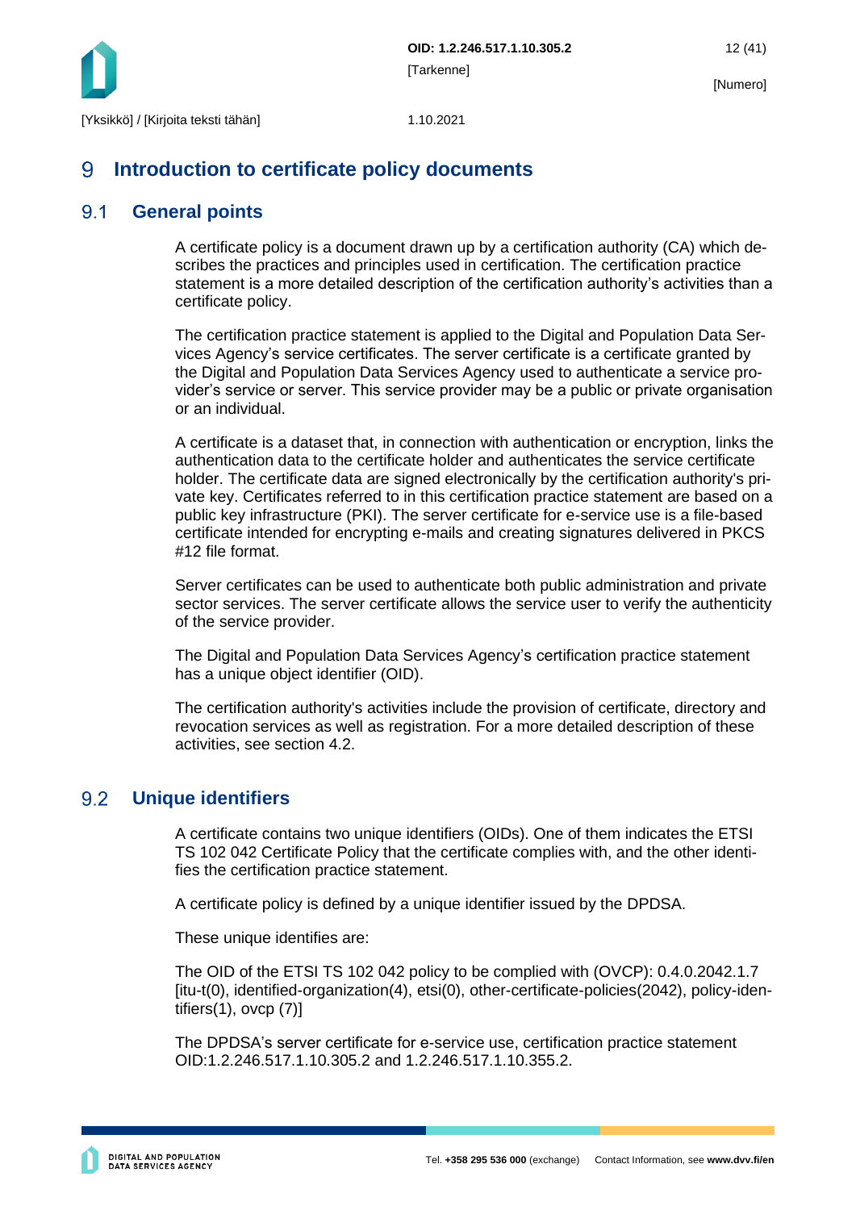# 9 Introduction to certificate policy documents

## 9.1 General points

A certificate policy is a document drawn up by a certification authority (CA) which describes the practices and principles used in certification. The certification practice statement is a more detailed description of the certification authority's activities than a certificate policy.

The certification practice statement is applied to the Digital and Population Data Services Agency's service certificates. The server certificate is a certificate granted by the Digital and Population Data Services Agency used to authenticate a service provider's service or server. This service provider may be a public or private organisation or an individual.

A certificate is a dataset that, in connection with authentication or encryption, links the authentication data to the certificate holder and authenticates the service certificate holder. The certificate data are signed electronically by the certification authority's private key. Certificates referred to in this certification practice statement are based on a public key infrastructure (PKI). The server certificate for e-service use is a file-based certificate intended for encrypting e-mails and creating signatures delivered in PKCS #12 file format.

Server certificates can be used to authenticate both public administration and private sector services. The server certificate allows the service user to verify the authenticity of the service provider.

The Digital and Population Data Services Agency's certification practice statement has a unique object identifier (OID).

The certification authority's activities include the provision of certificate, directory and revocation services as well as registration. For a more detailed description of these activities, see section 4.2.

## 9.2 Unique identifiers

A certificate contains two unique identifiers (OIDs). One of them indicates the ETSI TS 102 042 Certificate Policy that the certificate complies with, and the other identifies the certification practice statement.

A certificate policy is defined by a unique identifier issued by the DPDSA.

These unique identifies are:

The OID of the ETSI TS 102 042 policy to be complied with (OVCP): 0.4.0.2042.1.7 [itu-t(0), identified-organization(4), etsi(0), other-certificate-policies(2042), policy-identifiers(1), ovcp (7)]

The DPDSA's server certificate for e-service use, certification practice statement OID:1.2.246.517.1.10.305.2 and 1.2.246.517.1.10.355.2.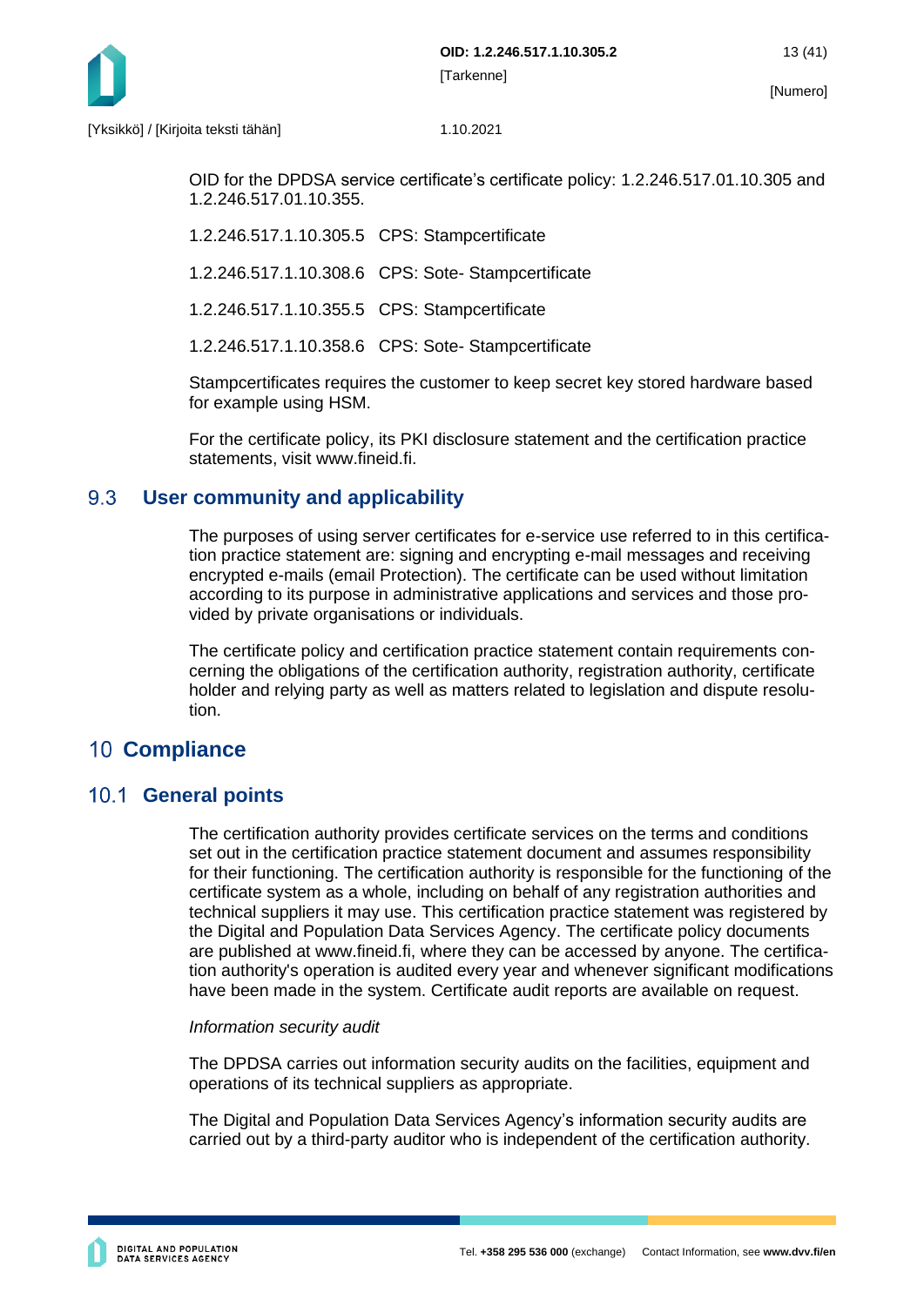OID for the DPDSA service certificate's certificate policy: 1.2.246.517.01.10.305 and 1.2.246.517.01.10.355.

1.2.246.517.1.10.305.5 CPS: Stampcertificate

1.2.246.517.1.10.308.6 CPS: Sote- Stampcertificate

1.2.246.517.1.10.355.5 CPS: Stampcertificate

1.2.246.517.1.10.358.6 CPS: Sote- Stampcertificate

Stampcertificates requires the customer to keep secret key stored hardware based for example using HSM.

For the certificate policy, its PKI disclosure statement and the certification practice statements, visit www.fineid.fi.

## 9.3 User community and applicability

The purposes of using server certificates for e-service use referred to in this certification practice statement are: signing and encrypting e-mail messages and receiving encrypted e-mails (email Protection). The certificate can be used without limitation according to its purpose in administrative applications and services and those provided by private organisations or individuals.

The certificate policy and certification practice statement contain requirements concerning the obligations of the certification authority, registration authority, certificate holder and relying party as well as matters related to legislation and dispute resolution.

# 10 Compliance

## 10.1 General points

The certification authority provides certificate services on the terms and conditions set out in the certification practice statement document and assumes responsibility for their functioning. The certification authority is responsible for the functioning of the certificate system as a whole, including on behalf of any registration authorities and technical suppliers it may use. This certification practice statement was registered by the Digital and Population Data Services Agency. The certificate policy documents are published at www.fineid.fi, where they can be accessed by anyone. The certification authority's operation is audited every year and whenever significant modifications have been made in the system. Certificate audit reports are available on request.

*Information security audit*

The DPDSA carries out information security audits on the facilities, equipment and operations of its technical suppliers as appropriate.

The Digital and Population Data Services Agency's information security audits are carried out by a third-party auditor who is independent of the certification authority.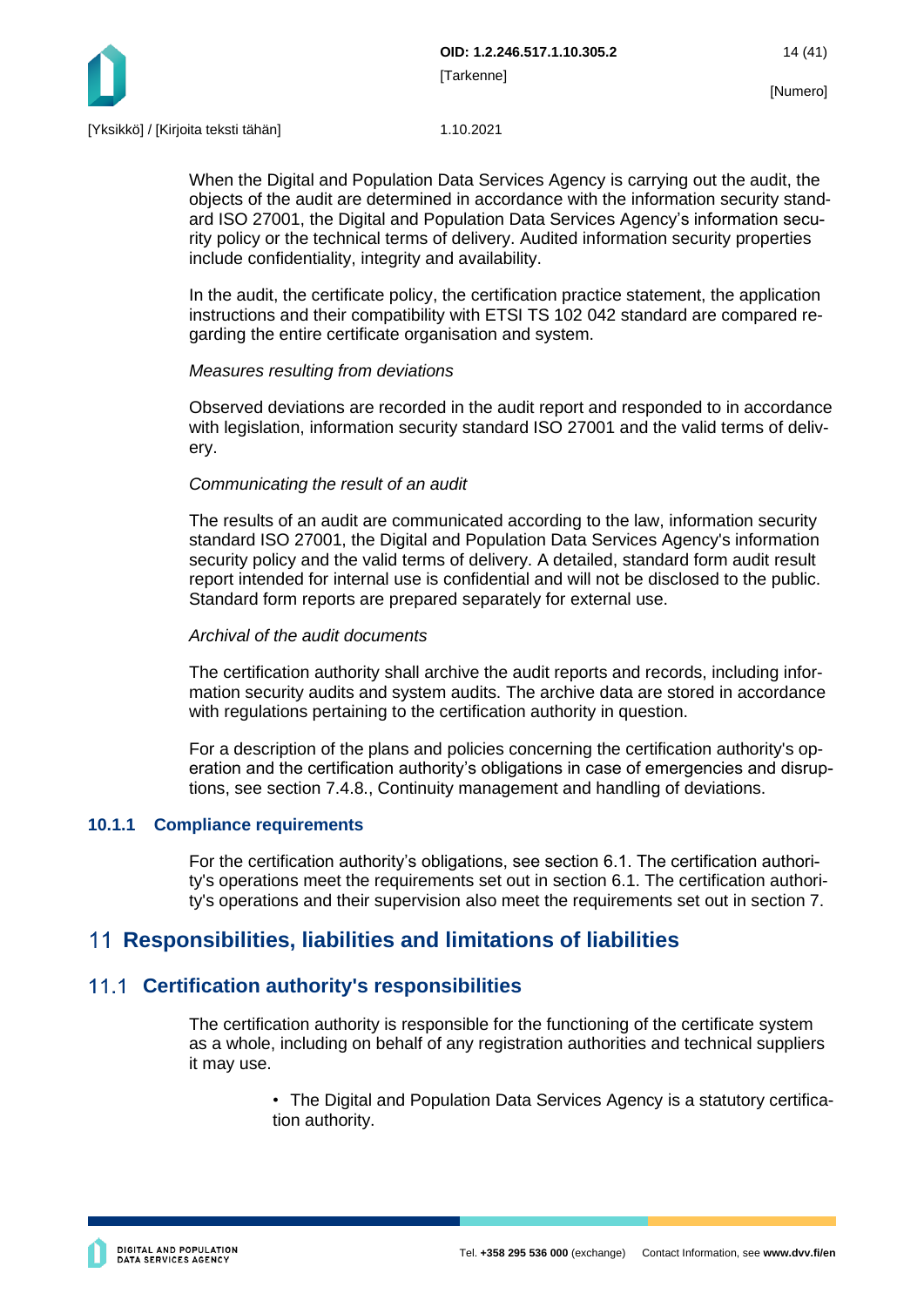When the Digital and Population Data Services Agency is carrying out the audit, the objects of the audit are determined in accordance with the information security standard ISO 27001, the Digital and Population Data Services Agency's information security policy or the technical terms of delivery. Audited information security properties include confidentiality, integrity and availability.

In the audit, the certificate policy, the certification practice statement, the application instructions and their compatibility with ETSI TS 102 042 standard are compared regarding the entire certificate organisation and system.

*Measures resulting from deviations*

Observed deviations are recorded in the audit report and responded to in accordance with legislation, information security standard ISO 27001 and the valid terms of delivery.

*Communicating the result of an audit*

The results of an audit are communicated according to the law, information security standard ISO 27001, the Digital and Population Data Services Agency's information security policy and the valid terms of delivery. A detailed, standard form audit result report intended for internal use is confidential and will not be disclosed to the public. Standard form reports are prepared separately for external use.

*Archival of the audit documents*

The certification authority shall archive the audit reports and records, including information security audits and system audits. The archive data are stored in accordance with regulations pertaining to the certification authority in question.

For a description of the plans and policies concerning the certification authority's operation and the certification authority's obligations in case of emergencies and disruptions, see section 7.4.8., Continuity management and handling of deviations.

### 10.1.1 Compliance requirements

For the certification authority's obligations, see section 6.1. The certification authority's operations meet the requirements set out in section 6.1. The certification authority's operations and their supervision also meet the requirements set out in section 7.

# 11 Responsibilities, liabilities and limitations of liabilities

## 11.1 Certification authority's responsibilities

The certification authority is responsible for the functioning of the certificate system as a whole, including on behalf of any registration authorities and technical suppliers it may use.

- The Digital and Population Data Services Agency is a statutory certification authority.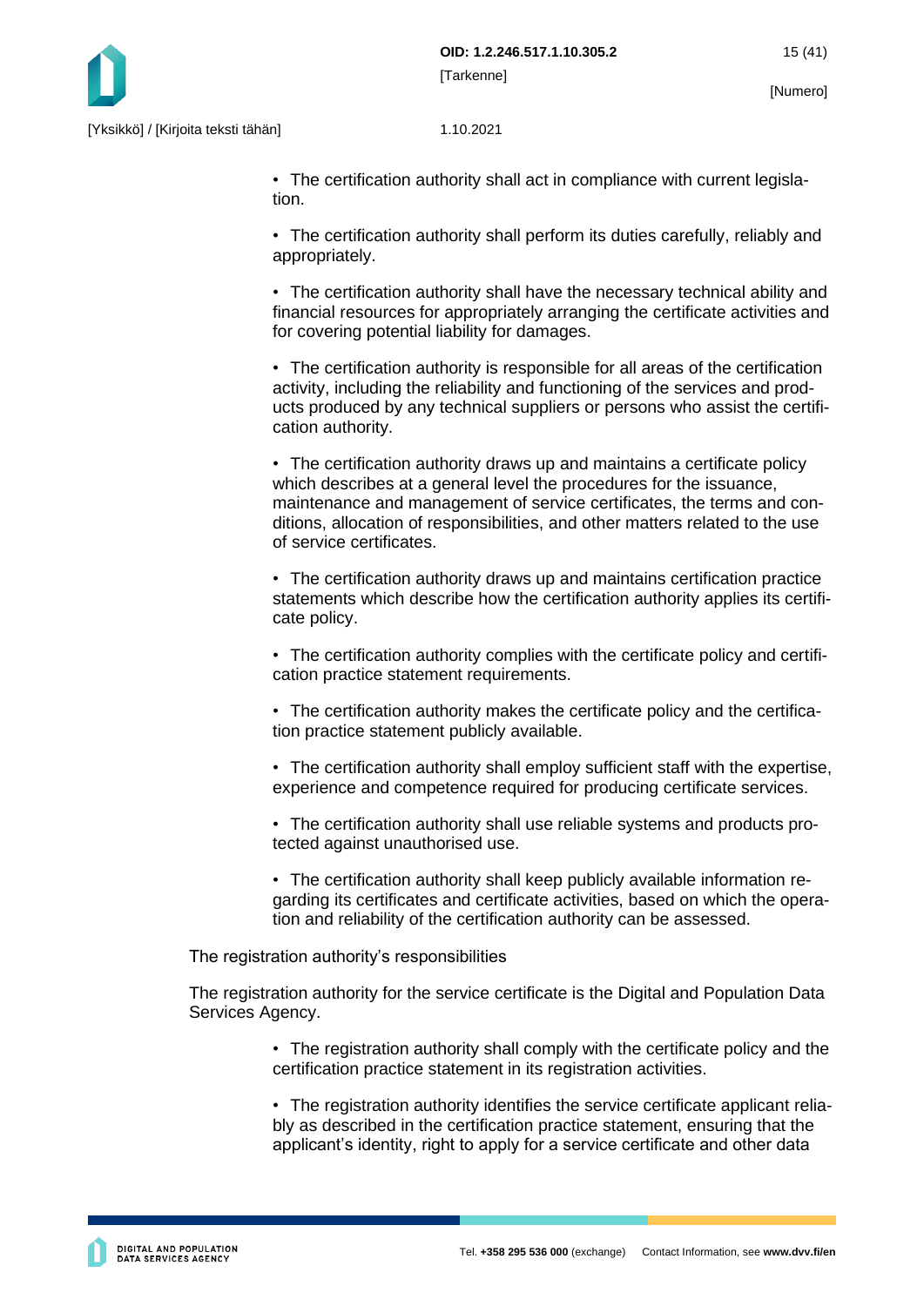- The certification authority shall act in compliance with current legislation.

- The certification authority shall perform its duties carefully, reliably and appropriately.

- The certification authority shall have the necessary technical ability and financial resources for appropriately arranging the certificate activities and for covering potential liability for damages.

- The certification authority is responsible for all areas of the certification activity, including the reliability and functioning of the services and products produced by any technical suppliers or persons who assist the certification authority.

- The certification authority draws up and maintains a certificate policy which describes at a general level the procedures for the issuance, maintenance and management of service certificates, the terms and conditions, allocation of responsibilities, and other matters related to the use of service certificates.

- The certification authority draws up and maintains certification practice statements which describe how the certification authority applies its certificate policy.

- The certification authority complies with the certificate policy and certification practice statement requirements.

- The certification authority makes the certificate policy and the certification practice statement publicly available.

- The certification authority shall employ sufficient staff with the expertise, experience and competence required for producing certificate services.

- The certification authority shall use reliable systems and products protected against unauthorised use.

- The certification authority shall keep publicly available information regarding its certificates and certificate activities, based on which the operation and reliability of the certification authority can be assessed.

The registration authority's responsibilities

The registration authority for the service certificate is the Digital and Population Data Services Agency.

- The registration authority shall comply with the certificate policy and the certification practice statement in its registration activities.

- The registration authority identifies the service certificate applicant reliably as described in the certification practice statement, ensuring that the applicant's identity, right to apply for a service certificate and other data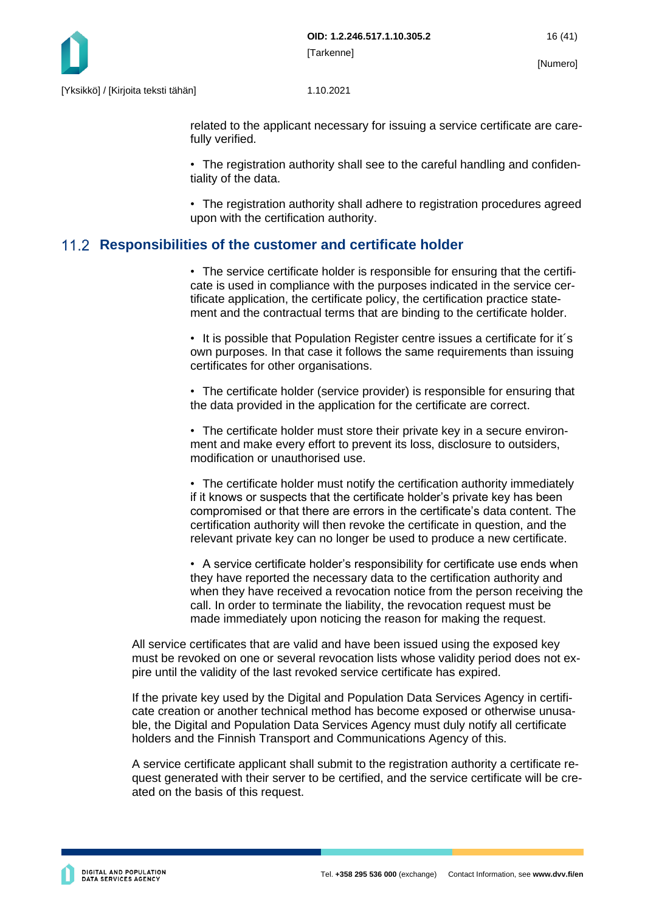related to the applicant necessary for issuing a service certificate are carefully verified.

• The registration authority shall see to the careful handling and confidentiality of the data.

• The registration authority shall adhere to registration procedures agreed upon with the certification authority.

## 11.2 Responsibilities of the customer and certificate holder

• The service certificate holder is responsible for ensuring that the certificate is used in compliance with the purposes indicated in the service certificate application, the certificate policy, the certification practice statement and the contractual terms that are binding to the certificate holder.

• It is possible that Population Register centre issues a certificate for it´s own purposes. In that case it follows the same requirements than issuing certificates for other organisations.

• The certificate holder (service provider) is responsible for ensuring that the data provided in the application for the certificate are correct.

• The certificate holder must store their private key in a secure environment and make every effort to prevent its loss, disclosure to outsiders, modification or unauthorised use.

• The certificate holder must notify the certification authority immediately if it knows or suspects that the certificate holder's private key has been compromised or that there are errors in the certificate's data content. The certification authority will then revoke the certificate in question, and the relevant private key can no longer be used to produce a new certificate.

• A service certificate holder's responsibility for certificate use ends when they have reported the necessary data to the certification authority and when they have received a revocation notice from the person receiving the call. In order to terminate the liability, the revocation request must be made immediately upon noticing the reason for making the request.

All service certificates that are valid and have been issued using the exposed key must be revoked on one or several revocation lists whose validity period does not expire until the validity of the last revoked service certificate has expired.

If the private key used by the Digital and Population Data Services Agency in certificate creation or another technical method has become exposed or otherwise unusable, the Digital and Population Data Services Agency must duly notify all certificate holders and the Finnish Transport and Communications Agency of this.

A service certificate applicant shall submit to the registration authority a certificate request generated with their server to be certified, and the service certificate will be created on the basis of this request.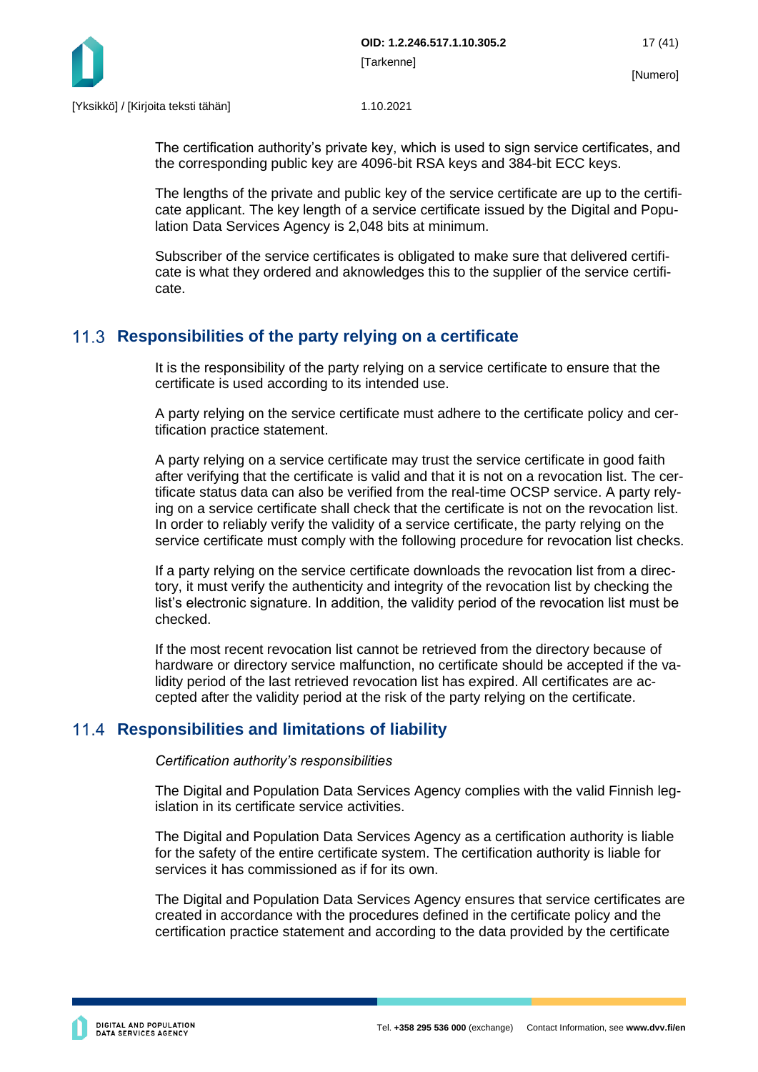The certification authority's private key, which is used to sign service certificates, and the corresponding public key are 4096-bit RSA keys and 384-bit ECC keys.

The lengths of the private and public key of the service certificate are up to the certificate applicant. The key length of a service certificate issued by the Digital and Population Data Services Agency is 2,048 bits at minimum.

Subscriber of the service certificates is obligated to make sure that delivered certificate is what they ordered and aknowledges this to the supplier of the service certificate.

## 11.3 Responsibilities of the party relying on a certificate

It is the responsibility of the party relying on a service certificate to ensure that the certificate is used according to its intended use.

A party relying on the service certificate must adhere to the certificate policy and certification practice statement.

A party relying on a service certificate may trust the service certificate in good faith after verifying that the certificate is valid and that it is not on a revocation list. The certificate status data can also be verified from the real-time OCSP service. A party relying on a service certificate shall check that the certificate is not on the revocation list. In order to reliably verify the validity of a service certificate, the party relying on the service certificate must comply with the following procedure for revocation list checks.

If a party relying on the service certificate downloads the revocation list from a directory, it must verify the authenticity and integrity of the revocation list by checking the list's electronic signature. In addition, the validity period of the revocation list must be checked.

If the most recent revocation list cannot be retrieved from the directory because of hardware or directory service malfunction, no certificate should be accepted if the validity period of the last retrieved revocation list has expired. All certificates are accepted after the validity period at the risk of the party relying on the certificate.

## 11.4 Responsibilities and limitations of liability

*Certification authority's responsibilities*

The Digital and Population Data Services Agency complies with the valid Finnish legislation in its certificate service activities.

The Digital and Population Data Services Agency as a certification authority is liable for the safety of the entire certificate system. The certification authority is liable for services it has commissioned as if for its own.

The Digital and Population Data Services Agency ensures that service certificates are created in accordance with the procedures defined in the certificate policy and the certification practice statement and according to the data provided by the certificate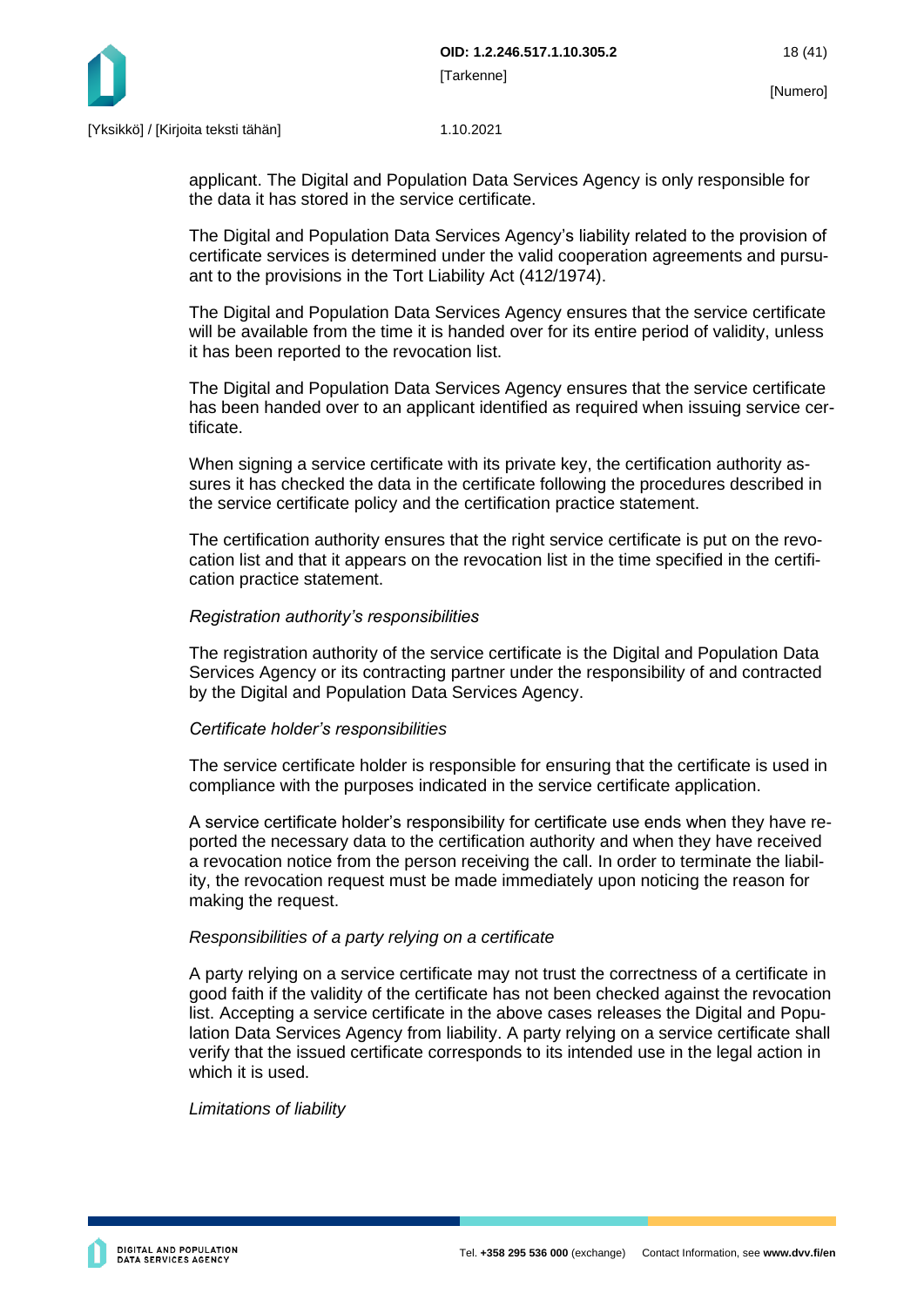applicant. The Digital and Population Data Services Agency is only responsible for the data it has stored in the service certificate.

The Digital and Population Data Services Agency's liability related to the provision of certificate services is determined under the valid cooperation agreements and pursuant to the provisions in the Tort Liability Act (412/1974).

The Digital and Population Data Services Agency ensures that the service certificate will be available from the time it is handed over for its entire period of validity, unless it has been reported to the revocation list.

The Digital and Population Data Services Agency ensures that the service certificate has been handed over to an applicant identified as required when issuing service certificate.

When signing a service certificate with its private key, the certification authority assures it has checked the data in the certificate following the procedures described in the service certificate policy and the certification practice statement.

The certification authority ensures that the right service certificate is put on the revocation list and that it appears on the revocation list in the time specified in the certification practice statement.

*Registration authority's responsibilities*

The registration authority of the service certificate is the Digital and Population Data Services Agency or its contracting partner under the responsibility of and contracted by the Digital and Population Data Services Agency.

*Certificate holder's responsibilities*

The service certificate holder is responsible for ensuring that the certificate is used in compliance with the purposes indicated in the service certificate application.

A service certificate holder's responsibility for certificate use ends when they have reported the necessary data to the certification authority and when they have received a revocation notice from the person receiving the call. In order to terminate the liability, the revocation request must be made immediately upon noticing the reason for making the request.

*Responsibilities of a party relying on a certificate*

A party relying on a service certificate may not trust the correctness of a certificate in good faith if the validity of the certificate has not been checked against the revocation list. Accepting a service certificate in the above cases releases the Digital and Population Data Services Agency from liability. A party relying on a service certificate shall verify that the issued certificate corresponds to its intended use in the legal action in which it is used.

*Limitations of liability*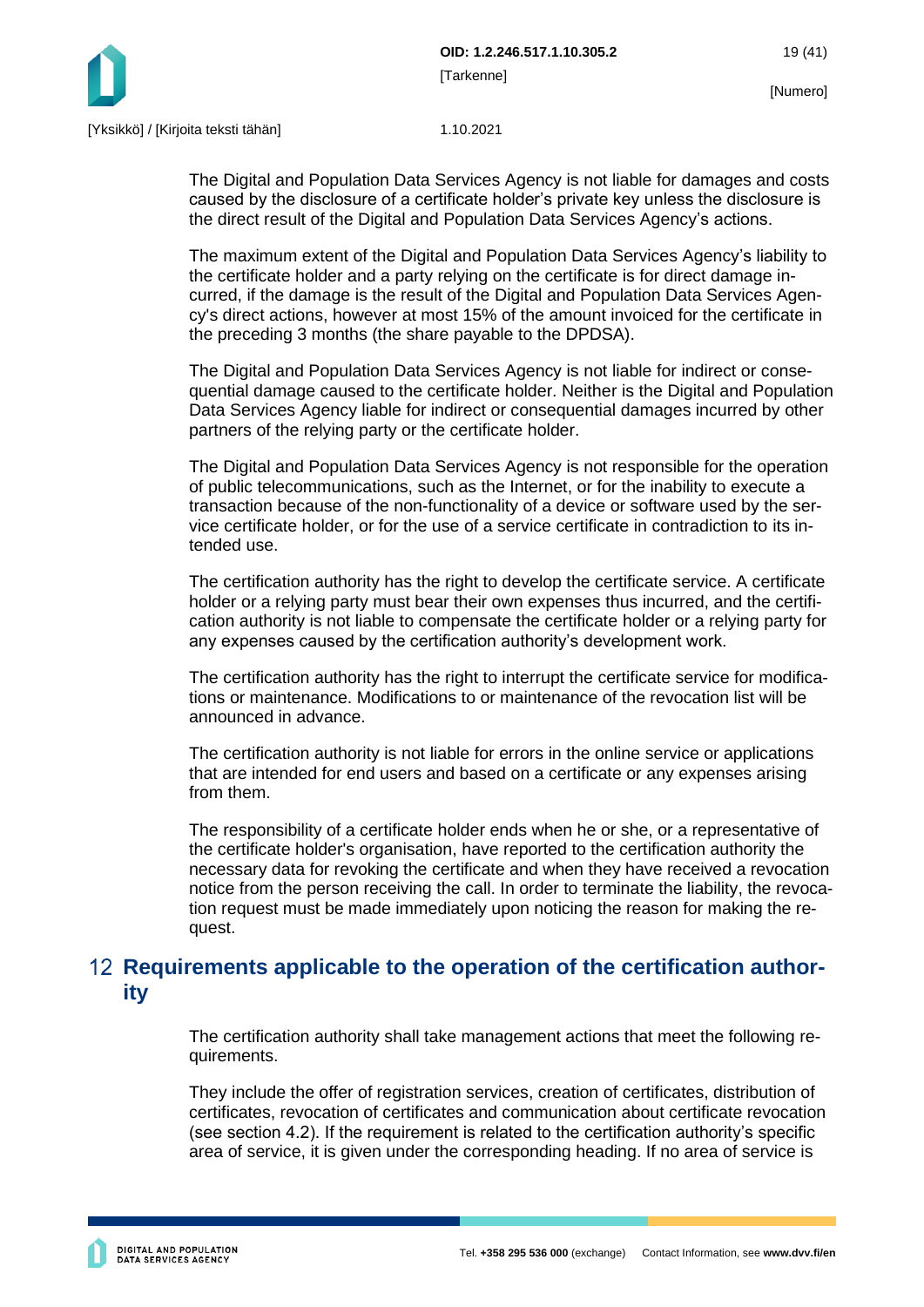The Digital and Population Data Services Agency is not liable for damages and costs caused by the disclosure of a certificate holder's private key unless the disclosure is the direct result of the Digital and Population Data Services Agency's actions.

The maximum extent of the Digital and Population Data Services Agency's liability to the certificate holder and a party relying on the certificate is for direct damage incurred, if the damage is the result of the Digital and Population Data Services Agency's direct actions, however at most 15% of the amount invoiced for the certificate in the preceding 3 months (the share payable to the DPDSA).

The Digital and Population Data Services Agency is not liable for indirect or consequential damage caused to the certificate holder. Neither is the Digital and Population Data Services Agency liable for indirect or consequential damages incurred by other partners of the relying party or the certificate holder.

The Digital and Population Data Services Agency is not responsible for the operation of public telecommunications, such as the Internet, or for the inability to execute a transaction because of the non-functionality of a device or software used by the service certificate holder, or for the use of a service certificate in contradiction to its intended use.

The certification authority has the right to develop the certificate service. A certificate holder or a relying party must bear their own expenses thus incurred, and the certification authority is not liable to compensate the certificate holder or a relying party for any expenses caused by the certification authority's development work.

The certification authority has the right to interrupt the certificate service for modifications or maintenance. Modifications to or maintenance of the revocation list will be announced in advance.

The certification authority is not liable for errors in the online service or applications that are intended for end users and based on a certificate or any expenses arising from them.

The responsibility of a certificate holder ends when he or she, or a representative of the certificate holder's organisation, have reported to the certification authority the necessary data for revoking the certificate and when they have received a revocation notice from the person receiving the call. In order to terminate the liability, the revocation request must be made immediately upon noticing the reason for making the request.

# 12 Requirements applicable to the operation of the certification authority

The certification authority shall take management actions that meet the following requirements.

They include the offer of registration services, creation of certificates, distribution of certificates, revocation of certificates and communication about certificate revocation (see section 4.2). If the requirement is related to the certification authority's specific area of service, it is given under the corresponding heading. If no area of service is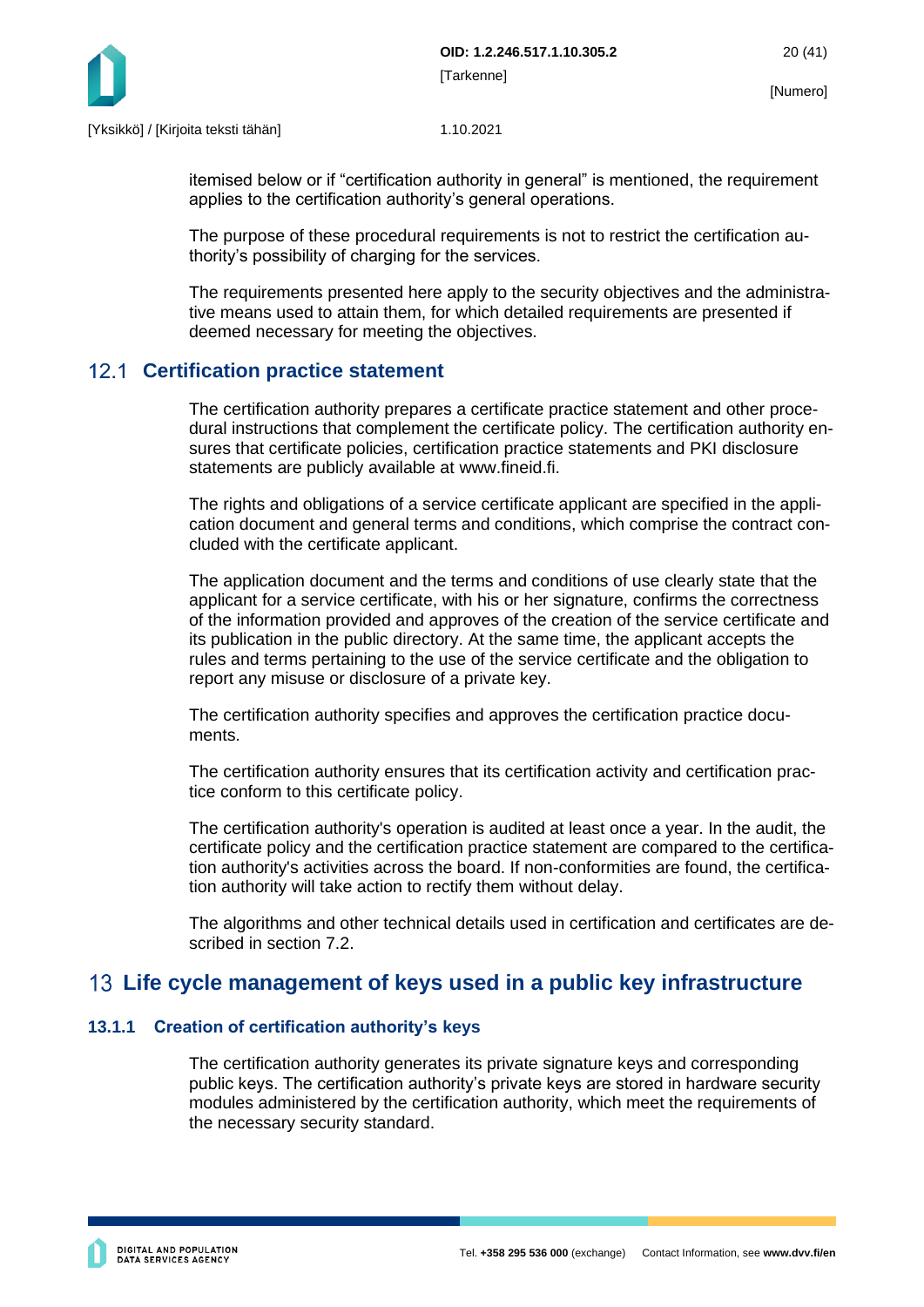itemised below or if "certification authority in general" is mentioned, the requirement applies to the certification authority's general operations.

The purpose of these procedural requirements is not to restrict the certification authority's possibility of charging for the services.

The requirements presented here apply to the security objectives and the administrative means used to attain them, for which detailed requirements are presented if deemed necessary for meeting the objectives.

## 12.1 Certification practice statement

The certification authority prepares a certificate practice statement and other procedural instructions that complement the certificate policy. The certification authority ensures that certificate policies, certification practice statements and PKI disclosure statements are publicly available at www.fineid.fi.

The rights and obligations of a service certificate applicant are specified in the application document and general terms and conditions, which comprise the contract concluded with the certificate applicant.

The application document and the terms and conditions of use clearly state that the applicant for a service certificate, with his or her signature, confirms the correctness of the information provided and approves of the creation of the service certificate and its publication in the public directory. At the same time, the applicant accepts the rules and terms pertaining to the use of the service certificate and the obligation to report any misuse or disclosure of a private key.

The certification authority specifies and approves the certification practice documents.

The certification authority ensures that its certification activity and certification practice conform to this certificate policy.

The certification authority's operation is audited at least once a year. In the audit, the certificate policy and the certification practice statement are compared to the certification authority's activities across the board. If non-conformities are found, the certification authority will take action to rectify them without delay.

The algorithms and other technical details used in certification and certificates are described in section 7.2.

# 13 Life cycle management of keys used in a public key infrastructure

### 13.1.1 Creation of certification authority's keys

The certification authority generates its private signature keys and corresponding public keys. The certification authority's private keys are stored in hardware security modules administered by the certification authority, which meet the requirements of the necessary security standard.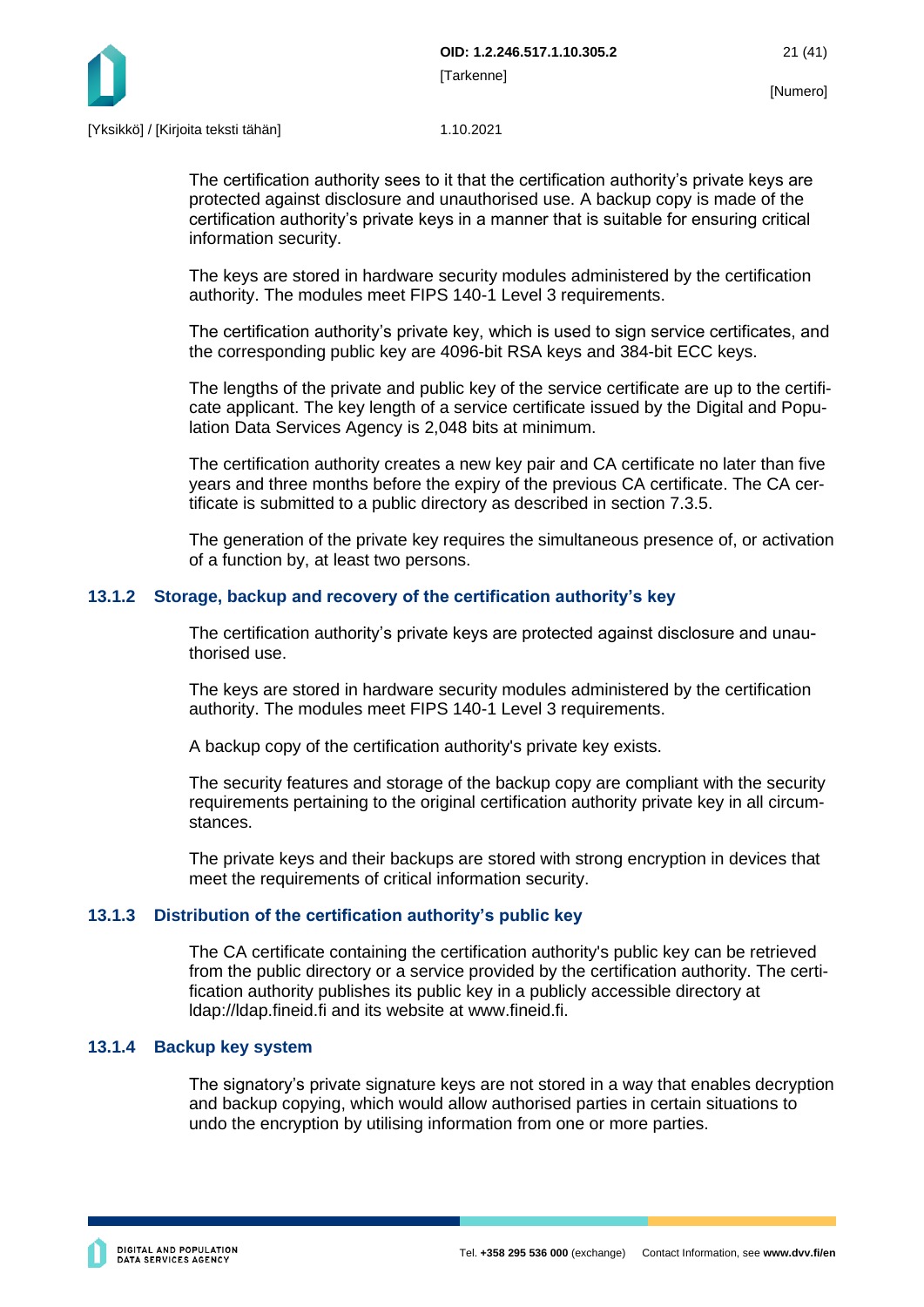The certification authority sees to it that the certification authority's private keys are protected against disclosure and unauthorised use. A backup copy is made of the certification authority's private keys in a manner that is suitable for ensuring critical information security.

The keys are stored in hardware security modules administered by the certification authority. The modules meet FIPS 140-1 Level 3 requirements.

The certification authority's private key, which is used to sign service certificates, and the corresponding public key are 4096-bit RSA keys and 384-bit ECC keys.

The lengths of the private and public key of the service certificate are up to the certificate applicant. The key length of a service certificate issued by the Digital and Population Data Services Agency is 2,048 bits at minimum.

The certification authority creates a new key pair and CA certificate no later than five years and three months before the expiry of the previous CA certificate. The CA certificate is submitted to a public directory as described in section 7.3.5.

The generation of the private key requires the simultaneous presence of, or activation of a function by, at least two persons.

### 13.1.2 Storage, backup and recovery of the certification authority's key

The certification authority's private keys are protected against disclosure and unauthorised use.

The keys are stored in hardware security modules administered by the certification authority. The modules meet FIPS 140-1 Level 3 requirements.

A backup copy of the certification authority's private key exists.

The security features and storage of the backup copy are compliant with the security requirements pertaining to the original certification authority private key in all circumstances.

The private keys and their backups are stored with strong encryption in devices that meet the requirements of critical information security.

### 13.1.3 Distribution of the certification authority's public key

The CA certificate containing the certification authority's public key can be retrieved from the public directory or a service provided by the certification authority. The certification authority publishes its public key in a publicly accessible directory at ldap://ldap.fineid.fi and its website at www.fineid.fi.

### 13.1.4 Backup key system

The signatory's private signature keys are not stored in a way that enables decryption and backup copying, which would allow authorised parties in certain situations to undo the encryption by utilising information from one or more parties.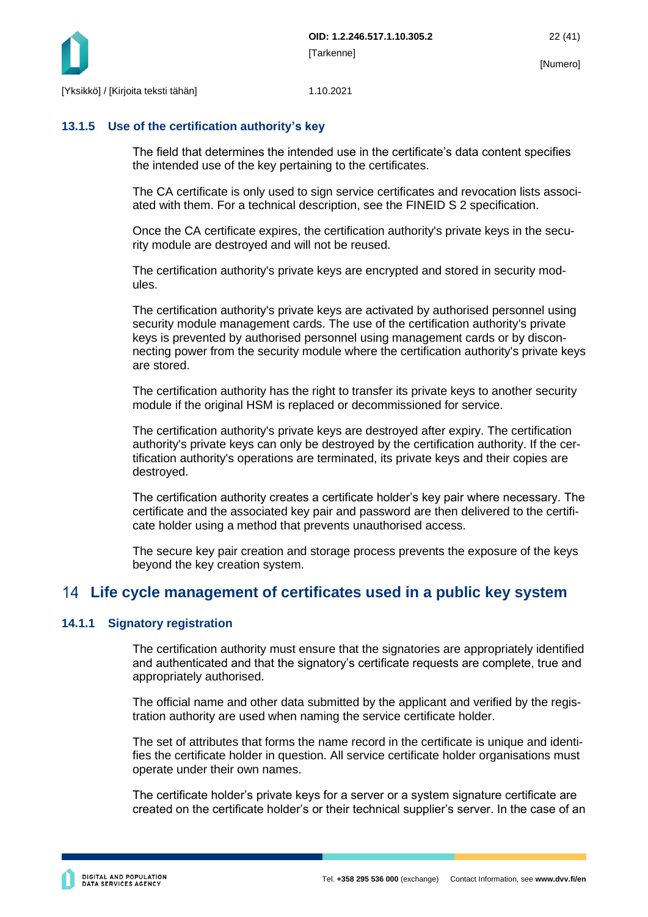### 13.1.5 Use of the certification authority's key

The field that determines the intended use in the certificate's data content specifies the intended use of the key pertaining to the certificates.

The CA certificate is only used to sign service certificates and revocation lists associated with them. For a technical description, see the FINEID S 2 specification.

Once the CA certificate expires, the certification authority's private keys in the security module are destroyed and will not be reused.

The certification authority's private keys are encrypted and stored in security modules.

The certification authority's private keys are activated by authorised personnel using security module management cards. The use of the certification authority's private keys is prevented by authorised personnel using management cards or by disconnecting power from the security module where the certification authority's private keys are stored.

The certification authority has the right to transfer its private keys to another security module if the original HSM is replaced or decommissioned for service.

The certification authority's private keys are destroyed after expiry. The certification authority's private keys can only be destroyed by the certification authority. If the certification authority's operations are terminated, its private keys and their copies are destroyed.

The certification authority creates a certificate holder's key pair where necessary. The certificate and the associated key pair and password are then delivered to the certificate holder using a method that prevents unauthorised access.

The secure key pair creation and storage process prevents the exposure of the keys beyond the key creation system.

## 14 Life cycle management of certificates used in a public key system

### 14.1.1 Signatory registration

The certification authority must ensure that the signatories are appropriately identified and authenticated and that the signatory's certificate requests are complete, true and appropriately authorised.

The official name and other data submitted by the applicant and verified by the registration authority are used when naming the service certificate holder.

The set of attributes that forms the name record in the certificate is unique and identifies the certificate holder in question. All service certificate holder organisations must operate under their own names.

The certificate holder's private keys for a server or a system signature certificate are created on the certificate holder's or their technical supplier's server. In the case of an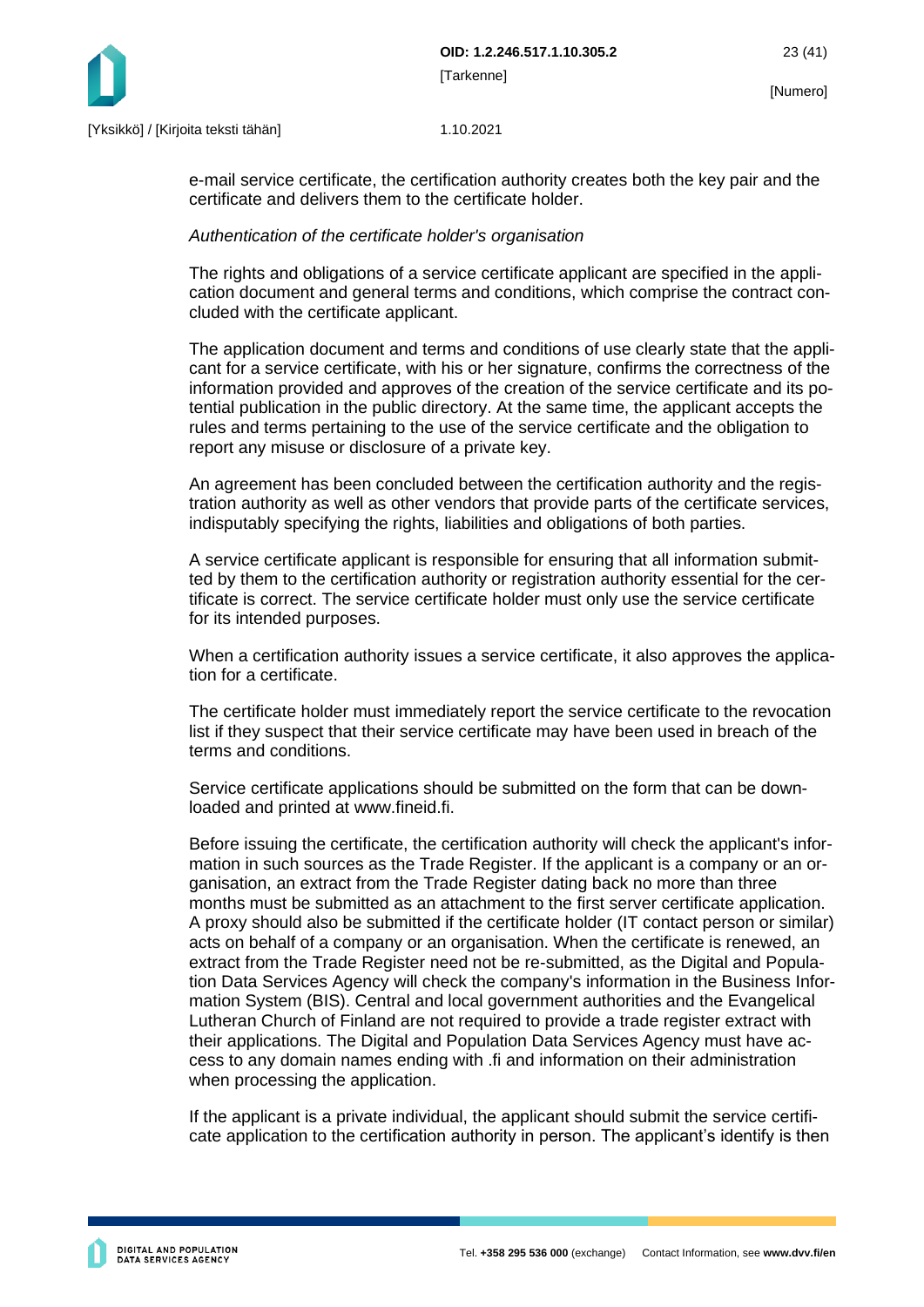e-mail service certificate, the certification authority creates both the key pair and the certificate and delivers them to the certificate holder.

*Authentication of the certificate holder's organisation*

The rights and obligations of a service certificate applicant are specified in the application document and general terms and conditions, which comprise the contract concluded with the certificate applicant.

The application document and terms and conditions of use clearly state that the applicant for a service certificate, with his or her signature, confirms the correctness of the information provided and approves of the creation of the service certificate and its potential publication in the public directory. At the same time, the applicant accepts the rules and terms pertaining to the use of the service certificate and the obligation to report any misuse or disclosure of a private key.

An agreement has been concluded between the certification authority and the registration authority as well as other vendors that provide parts of the certificate services, indisputably specifying the rights, liabilities and obligations of both parties.

A service certificate applicant is responsible for ensuring that all information submitted by them to the certification authority or registration authority essential for the certificate is correct. The service certificate holder must only use the service certificate for its intended purposes.

When a certification authority issues a service certificate, it also approves the application for a certificate.

The certificate holder must immediately report the service certificate to the revocation list if they suspect that their service certificate may have been used in breach of the terms and conditions.

Service certificate applications should be submitted on the form that can be downloaded and printed at www.fineid.fi.

Before issuing the certificate, the certification authority will check the applicant's information in such sources as the Trade Register. If the applicant is a company or an organisation, an extract from the Trade Register dating back no more than three months must be submitted as an attachment to the first server certificate application. A proxy should also be submitted if the certificate holder (IT contact person or similar) acts on behalf of a company or an organisation. When the certificate is renewed, an extract from the Trade Register need not be re-submitted, as the Digital and Population Data Services Agency will check the company's information in the Business Information System (BIS). Central and local government authorities and the Evangelical Lutheran Church of Finland are not required to provide a trade register extract with their applications. The Digital and Population Data Services Agency must have access to any domain names ending with .fi and information on their administration when processing the application.

If the applicant is a private individual, the applicant should submit the service certificate application to the certification authority in person. The applicant’s identify is then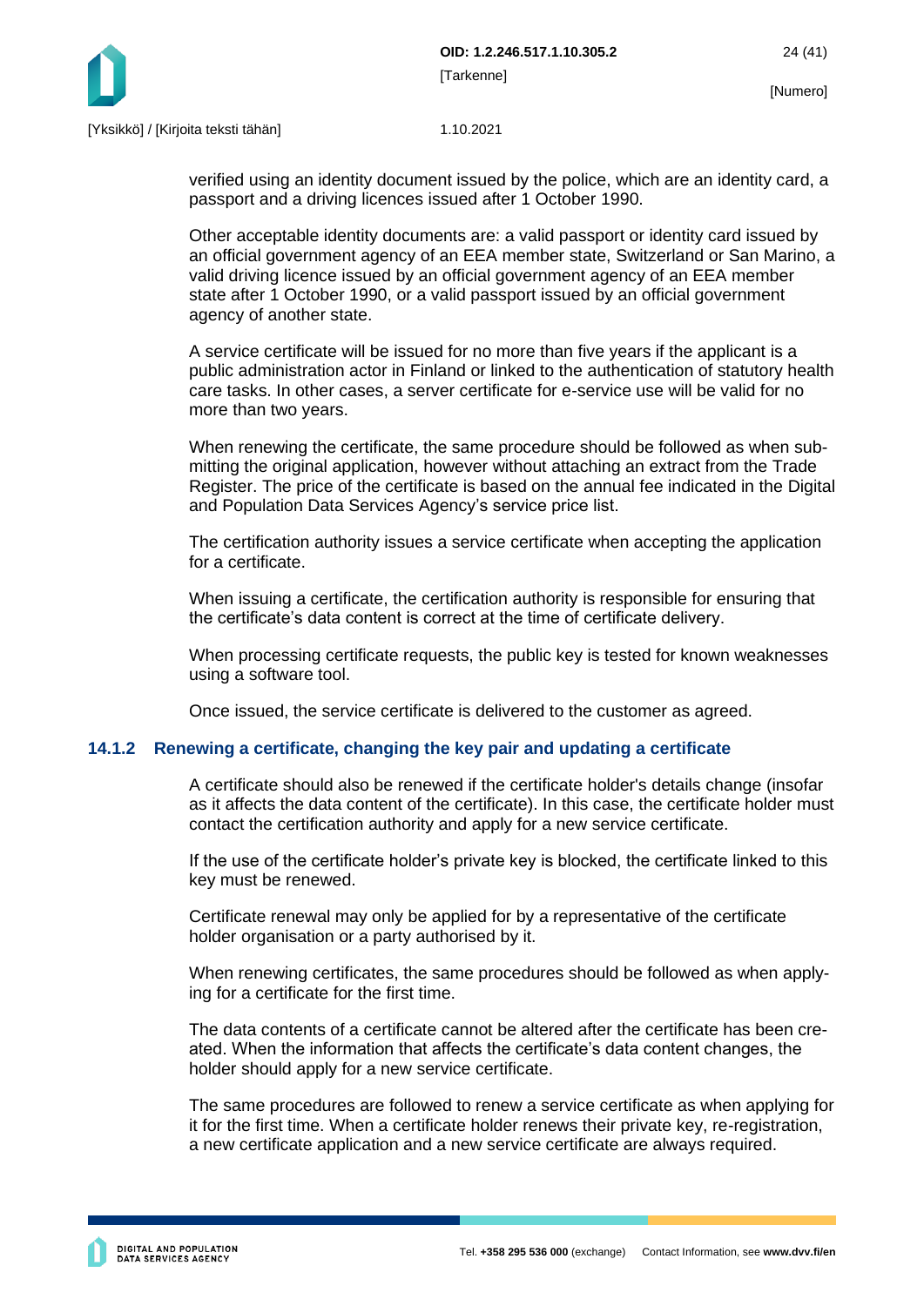verified using an identity document issued by the police, which are an identity card, a passport and a driving licences issued after 1 October 1990.

Other acceptable identity documents are: a valid passport or identity card issued by an official government agency of an EEA member state, Switzerland or San Marino, a valid driving licence issued by an official government agency of an EEA member state after 1 October 1990, or a valid passport issued by an official government agency of another state.

A service certificate will be issued for no more than five years if the applicant is a public administration actor in Finland or linked to the authentication of statutory health care tasks. In other cases, a server certificate for e-service use will be valid for no more than two years.

When renewing the certificate, the same procedure should be followed as when submitting the original application, however without attaching an extract from the Trade Register. The price of the certificate is based on the annual fee indicated in the Digital and Population Data Services Agency's service price list.

The certification authority issues a service certificate when accepting the application for a certificate.

When issuing a certificate, the certification authority is responsible for ensuring that the certificate's data content is correct at the time of certificate delivery.

When processing certificate requests, the public key is tested for known weaknesses using a software tool.

Once issued, the service certificate is delivered to the customer as agreed.

### 14.1.2 Renewing a certificate, changing the key pair and updating a certificate

A certificate should also be renewed if the certificate holder's details change (insofar as it affects the data content of the certificate). In this case, the certificate holder must contact the certification authority and apply for a new service certificate.

If the use of the certificate holder's private key is blocked, the certificate linked to this key must be renewed.

Certificate renewal may only be applied for by a representative of the certificate holder organisation or a party authorised by it.

When renewing certificates, the same procedures should be followed as when applying for a certificate for the first time.

The data contents of a certificate cannot be altered after the certificate has been created. When the information that affects the certificate's data content changes, the holder should apply for a new service certificate.

The same procedures are followed to renew a service certificate as when applying for it for the first time. When a certificate holder renews their private key, re-registration, a new certificate application and a new service certificate are always required.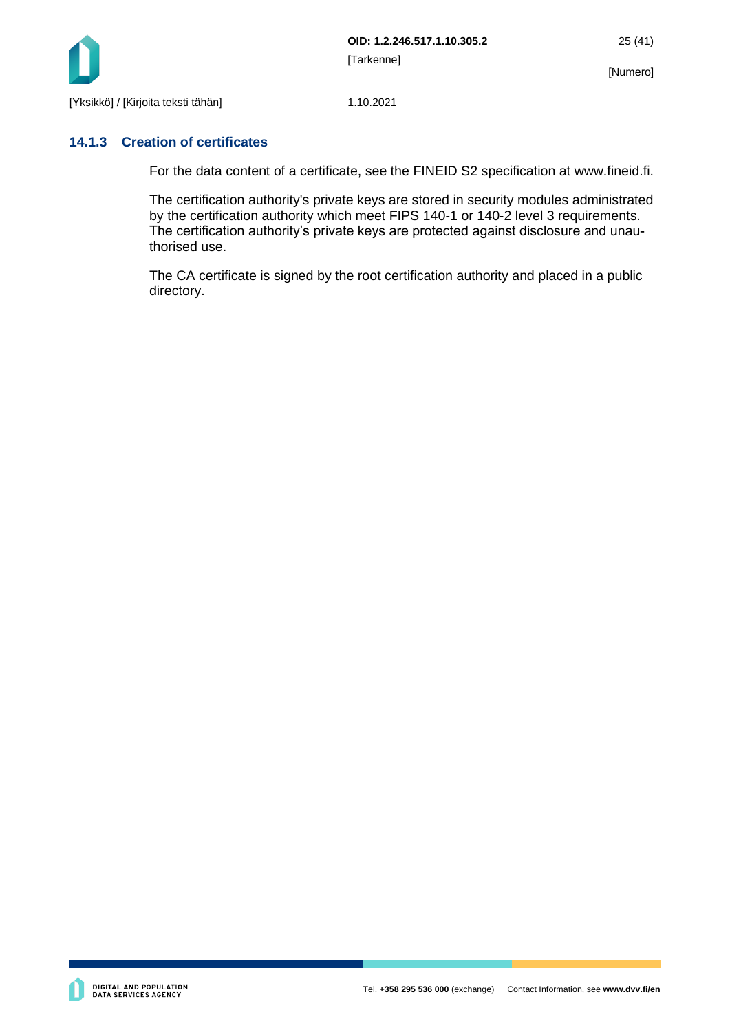### 14.1.3 Creation of certificates

For the data content of a certificate, see the FINEID S2 specification at www.fineid.fi.

The certification authority's private keys are stored in security modules administrated by the certification authority which meet FIPS 140-1 or 140-2 level 3 requirements. The certification authority's private keys are protected against disclosure and unauthorised use.

The CA certificate is signed by the root certification authority and placed in a public directory.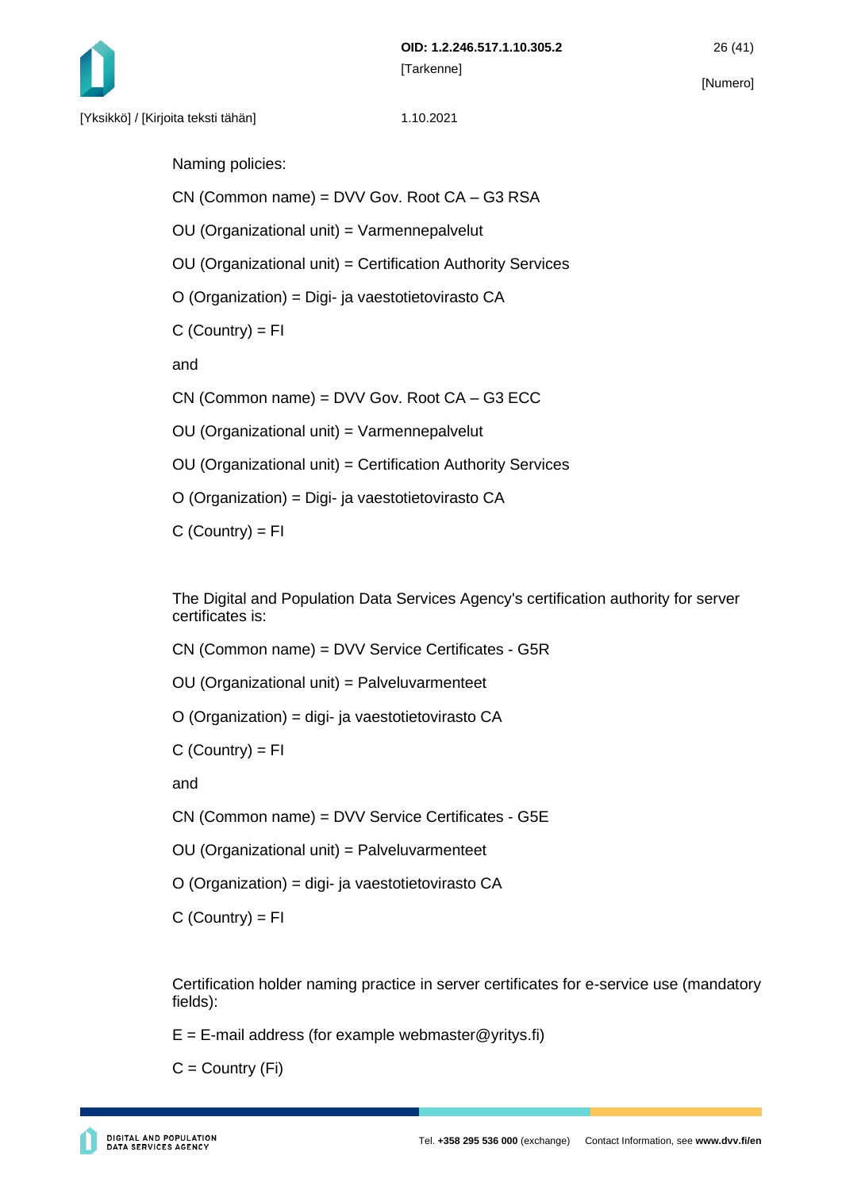Naming policies:

CN (Common name) = DVV Gov. Root CA – G3 RSA

OU (Organizational unit) = Varmennepalvelut

OU (Organizational unit) = Certification Authority Services

O (Organization) = Digi- ja vaestotietovirasto CA

C (Country) = FI

and

CN (Common name) = DVV Gov. Root CA – G3 ECC

OU (Organizational unit) = Varmennepalvelut

OU (Organizational unit) = Certification Authority Services

O (Organization) = Digi- ja vaestotietovirasto CA

C (Country) = FI

The Digital and Population Data Services Agency's certification authority for server certificates is:

CN (Common name) = DVV Service Certificates - G5R

OU (Organizational unit) = Palveluvarmenteet

O (Organization) = digi- ja vaestotietovirasto CA

C (Country) = FI

and

CN (Common name) = DVV Service Certificates - G5E

OU (Organizational unit) = Palveluvarmenteet

O (Organization) = digi- ja vaestotietovirasto CA

C (Country) = FI

Certification holder naming practice in server certificates for e-service use (mandatory fields):

E = E-mail address (for example webmaster@yritys.fi)

C = Country (Fi)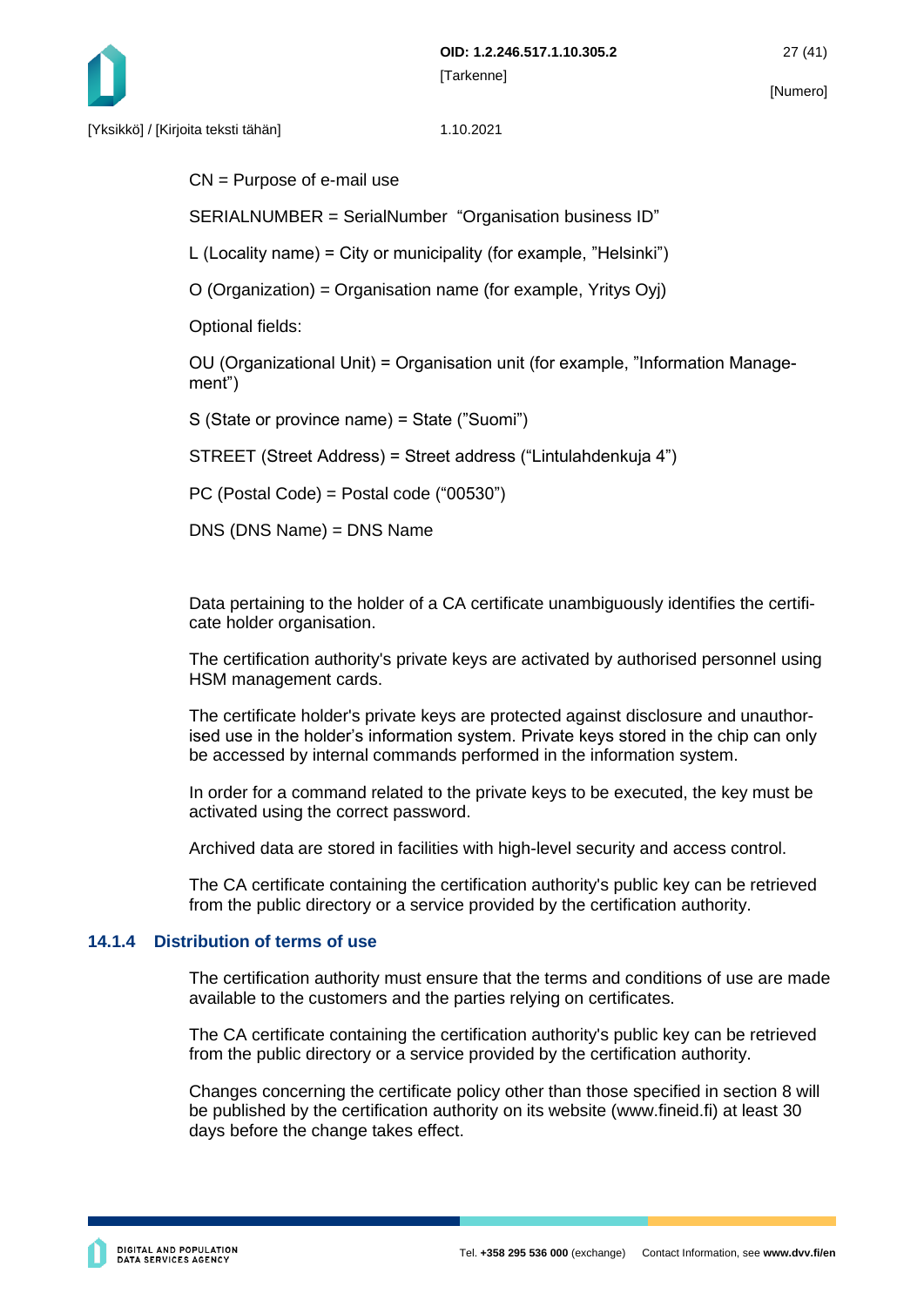CN = Purpose of e-mail use

SERIALNUMBER = SerialNumber  "Organisation business ID"

L (Locality name) = City or municipality (for example, "Helsinki")

O (Organization) = Organisation name (for example, Yritys Oyj)

Optional fields:

OU (Organizational Unit) = Organisation unit (for example, "Information Management")

S (State or province name) = State ("Suomi")

STREET (Street Address) = Street address ("Lintulahdenkuja 4")

PC (Postal Code) = Postal code ("00530")

DNS (DNS Name) = DNS Name

Data pertaining to the holder of a CA certificate unambiguously identifies the certificate holder organisation.

The certification authority's private keys are activated by authorised personnel using HSM management cards.

The certificate holder's private keys are protected against disclosure and unauthorised use in the holder's information system. Private keys stored in the chip can only be accessed by internal commands performed in the information system.

In order for a command related to the private keys to be executed, the key must be activated using the correct password.

Archived data are stored in facilities with high-level security and access control.

The CA certificate containing the certification authority's public key can be retrieved from the public directory or a service provided by the certification authority.

### 14.1.4 Distribution of terms of use

The certification authority must ensure that the terms and conditions of use are made available to the customers and the parties relying on certificates.

The CA certificate containing the certification authority's public key can be retrieved from the public directory or a service provided by the certification authority.

Changes concerning the certificate policy other than those specified in section 8 will be published by the certification authority on its website (www.fineid.fi) at least 30 days before the change takes effect.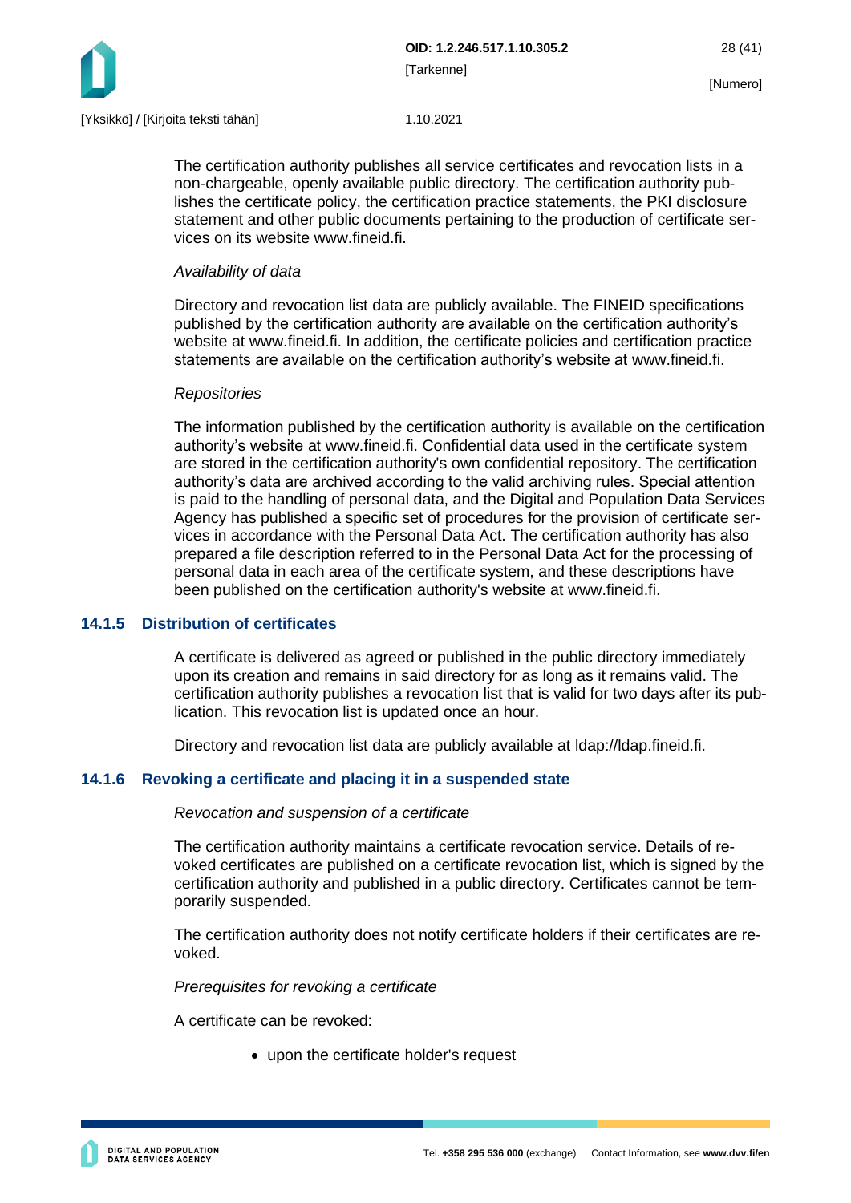The certification authority publishes all service certificates and revocation lists in a non-chargeable, openly available public directory. The certification authority publishes the certificate policy, the certification practice statements, the PKI disclosure statement and other public documents pertaining to the production of certificate services on its website www.fineid.fi.

*Availability of data*

Directory and revocation list data are publicly available. The FINEID specifications published by the certification authority are available on the certification authority's website at www.fineid.fi. In addition, the certificate policies and certification practice statements are available on the certification authority's website at www.fineid.fi.

*Repositories*

The information published by the certification authority is available on the certification authority's website at www.fineid.fi. Confidential data used in the certificate system are stored in the certification authority's own confidential repository. The certification authority's data are archived according to the valid archiving rules. Special attention is paid to the handling of personal data, and the Digital and Population Data Services Agency has published a specific set of procedures for the provision of certificate services in accordance with the Personal Data Act. The certification authority has also prepared a file description referred to in the Personal Data Act for the processing of personal data in each area of the certificate system, and these descriptions have been published on the certification authority's website at www.fineid.fi.

### 14.1.5 Distribution of certificates

A certificate is delivered as agreed or published in the public directory immediately upon its creation and remains in said directory for as long as it remains valid. The certification authority publishes a revocation list that is valid for two days after its publication. This revocation list is updated once an hour.

Directory and revocation list data are publicly available at ldap://ldap.fineid.fi.

### 14.1.6 Revoking a certificate and placing it in a suspended state

*Revocation and suspension of a certificate*

The certification authority maintains a certificate revocation service. Details of revoked certificates are published on a certificate revocation list, which is signed by the certification authority and published in a public directory. Certificates cannot be temporarily suspended.

The certification authority does not notify certificate holders if their certificates are revoked.

*Prerequisites for revoking a certificate*

A certificate can be revoked:

- upon the certificate holder's request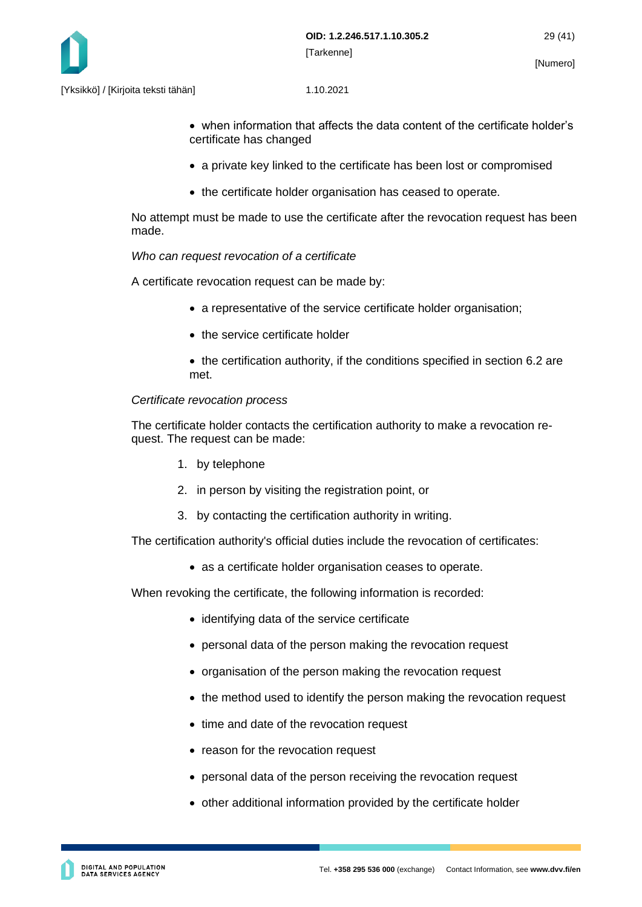- when information that affects the data content of the certificate holder's certificate has changed
- a private key linked to the certificate has been lost or compromised
- the certificate holder organisation has ceased to operate.

No attempt must be made to use the certificate after the revocation request has been made.

*Who can request revocation of a certificate*

A certificate revocation request can be made by:

- a representative of the service certificate holder organisation;
- the service certificate holder
- the certification authority, if the conditions specified in section 6.2 are met.

*Certificate revocation process*

The certificate holder contacts the certification authority to make a revocation request. The request can be made:

1. by telephone
2. in person by visiting the registration point, or
3. by contacting the certification authority in writing.

The certification authority's official duties include the revocation of certificates:

- as a certificate holder organisation ceases to operate.

When revoking the certificate, the following information is recorded:

- identifying data of the service certificate
- personal data of the person making the revocation request
- organisation of the person making the revocation request
- the method used to identify the person making the revocation request
- time and date of the revocation request
- reason for the revocation request
- personal data of the person receiving the revocation request
- other additional information provided by the certificate holder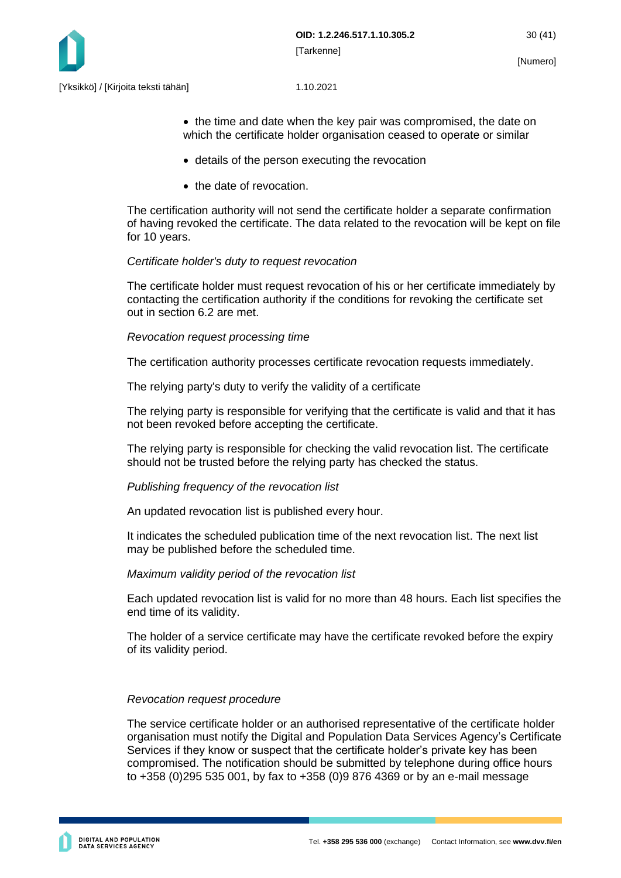- the time and date when the key pair was compromised, the date on which the certificate holder organisation ceased to operate or similar
- details of the person executing the revocation
- the date of revocation.

The certification authority will not send the certificate holder a separate confirmation of having revoked the certificate. The data related to the revocation will be kept on file for 10 years.

*Certificate holder's duty to request revocation*

The certificate holder must request revocation of his or her certificate immediately by contacting the certification authority if the conditions for revoking the certificate set out in section 6.2 are met.

*Revocation request processing time*

The certification authority processes certificate revocation requests immediately.

The relying party's duty to verify the validity of a certificate

The relying party is responsible for verifying that the certificate is valid and that it has not been revoked before accepting the certificate.

The relying party is responsible for checking the valid revocation list. The certificate should not be trusted before the relying party has checked the status.

*Publishing frequency of the revocation list*

An updated revocation list is published every hour.

It indicates the scheduled publication time of the next revocation list. The next list may be published before the scheduled time.

*Maximum validity period of the revocation list*

Each updated revocation list is valid for no more than 48 hours. Each list specifies the end time of its validity.

The holder of a service certificate may have the certificate revoked before the expiry of its validity period.

*Revocation request procedure*

The service certificate holder or an authorised representative of the certificate holder organisation must notify the Digital and Population Data Services Agency's Certificate Services if they know or suspect that the certificate holder's private key has been compromised. The notification should be submitted by telephone during office hours to +358 (0)295 535 001, by fax to +358 (0)9 876 4369 or by an e-mail message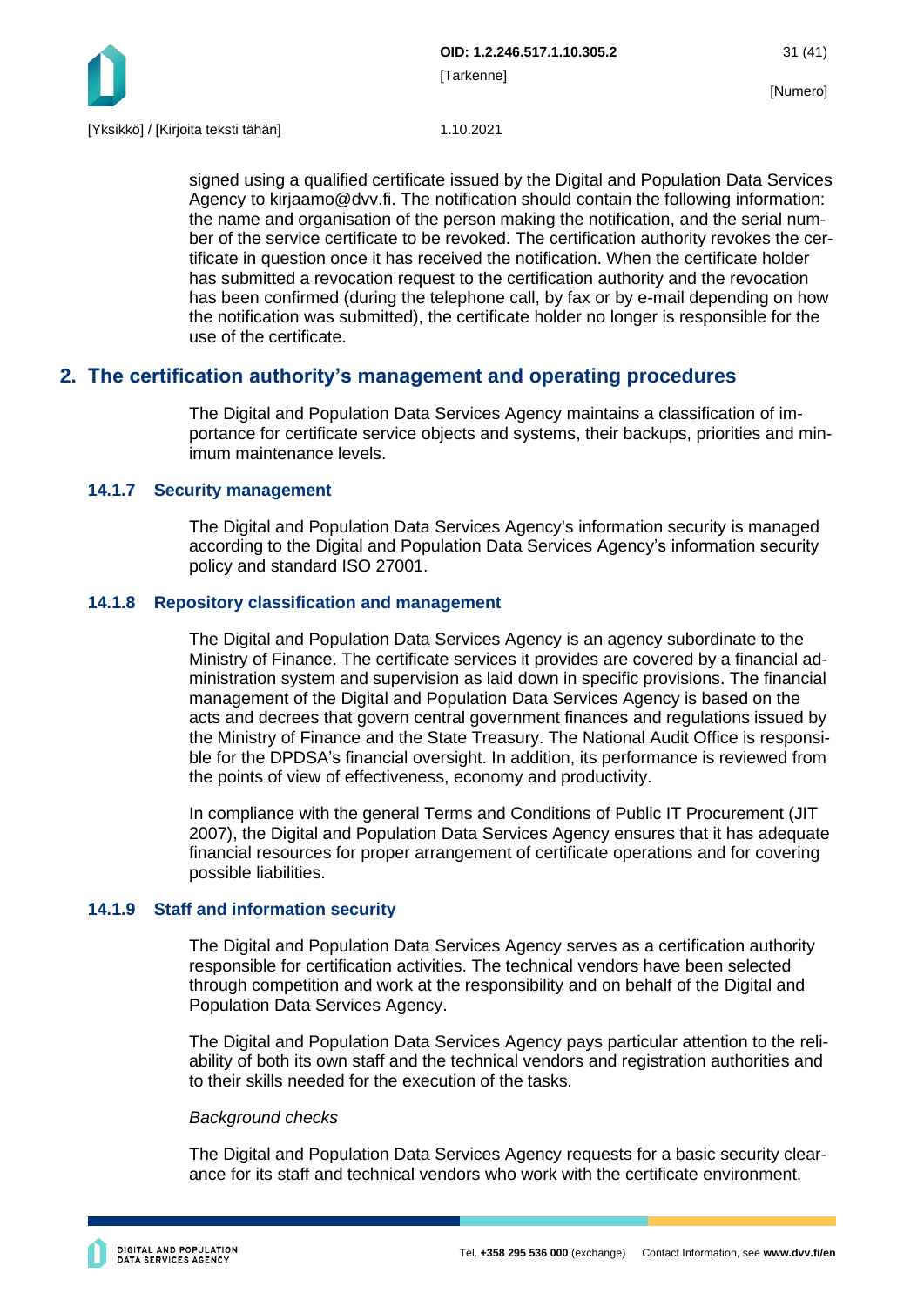signed using a qualified certificate issued by the Digital and Population Data Services Agency to kirjaamo@dvv.fi. The notification should contain the following information: the name and organisation of the person making the notification, and the serial number of the service certificate to be revoked. The certification authority revokes the certificate in question once it has received the notification. When the certificate holder has submitted a revocation request to the certification authority and the revocation has been confirmed (during the telephone call, by fax or by e-mail depending on how the notification was submitted), the certificate holder no longer is responsible for the use of the certificate.

## 2. The certification authority's management and operating procedures

The Digital and Population Data Services Agency maintains a classification of importance for certificate service objects and systems, their backups, priorities and minimum maintenance levels.

### 14.1.7 Security management

The Digital and Population Data Services Agency's information security is managed according to the Digital and Population Data Services Agency's information security policy and standard ISO 27001.

### 14.1.8 Repository classification and management

The Digital and Population Data Services Agency is an agency subordinate to the Ministry of Finance. The certificate services it provides are covered by a financial administration system and supervision as laid down in specific provisions. The financial management of the Digital and Population Data Services Agency is based on the acts and decrees that govern central government finances and regulations issued by the Ministry of Finance and the State Treasury. The National Audit Office is responsible for the DPDSA's financial oversight. In addition, its performance is reviewed from the points of view of effectiveness, economy and productivity.

In compliance with the general Terms and Conditions of Public IT Procurement (JIT 2007), the Digital and Population Data Services Agency ensures that it has adequate financial resources for proper arrangement of certificate operations and for covering possible liabilities.

### 14.1.9 Staff and information security

The Digital and Population Data Services Agency serves as a certification authority responsible for certification activities. The technical vendors have been selected through competition and work at the responsibility and on behalf of the Digital and Population Data Services Agency.

The Digital and Population Data Services Agency pays particular attention to the reliability of both its own staff and the technical vendors and registration authorities and to their skills needed for the execution of the tasks.

*Background checks*

The Digital and Population Data Services Agency requests for a basic security clearance for its staff and technical vendors who work with the certificate environment.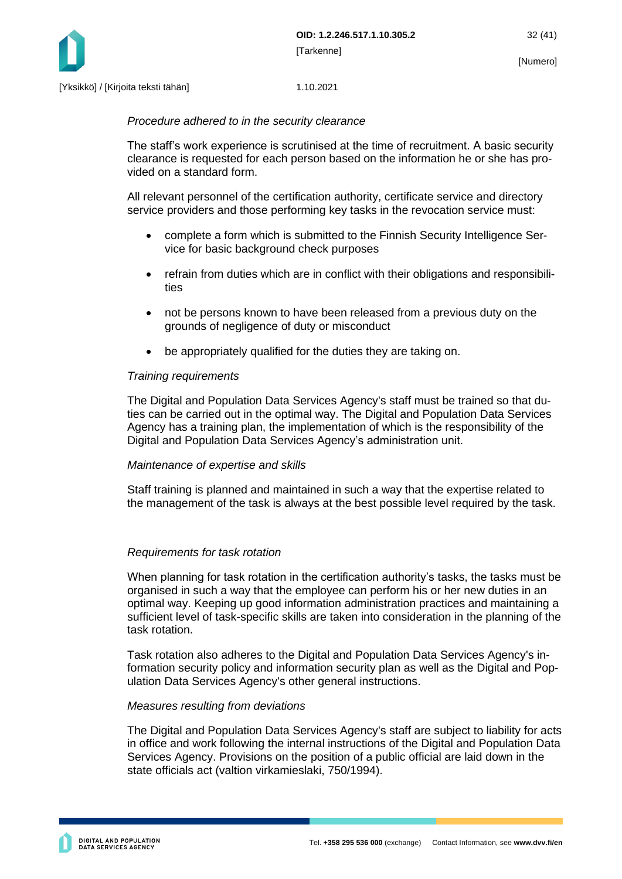*Procedure adhered to in the security clearance*

The staff's work experience is scrutinised at the time of recruitment. A basic security clearance is requested for each person based on the information he or she has provided on a standard form.

All relevant personnel of the certification authority, certificate service and directory service providers and those performing key tasks in the revocation service must:

- complete a form which is submitted to the Finnish Security Intelligence Service for basic background check purposes
- refrain from duties which are in conflict with their obligations and responsibilities
- not be persons known to have been released from a previous duty on the grounds of negligence of duty or misconduct
- be appropriately qualified for the duties they are taking on.

*Training requirements*

The Digital and Population Data Services Agency's staff must be trained so that duties can be carried out in the optimal way. The Digital and Population Data Services Agency has a training plan, the implementation of which is the responsibility of the Digital and Population Data Services Agency's administration unit.

*Maintenance of expertise and skills*

Staff training is planned and maintained in such a way that the expertise related to the management of the task is always at the best possible level required by the task.

*Requirements for task rotation*

When planning for task rotation in the certification authority's tasks, the tasks must be organised in such a way that the employee can perform his or her new duties in an optimal way. Keeping up good information administration practices and maintaining a sufficient level of task-specific skills are taken into consideration in the planning of the task rotation.

Task rotation also adheres to the Digital and Population Data Services Agency's information security policy and information security plan as well as the Digital and Population Data Services Agency's other general instructions.

*Measures resulting from deviations*

The Digital and Population Data Services Agency's staff are subject to liability for acts in office and work following the internal instructions of the Digital and Population Data Services Agency. Provisions on the position of a public official are laid down in the state officials act (valtion virkamieslaki, 750/1994).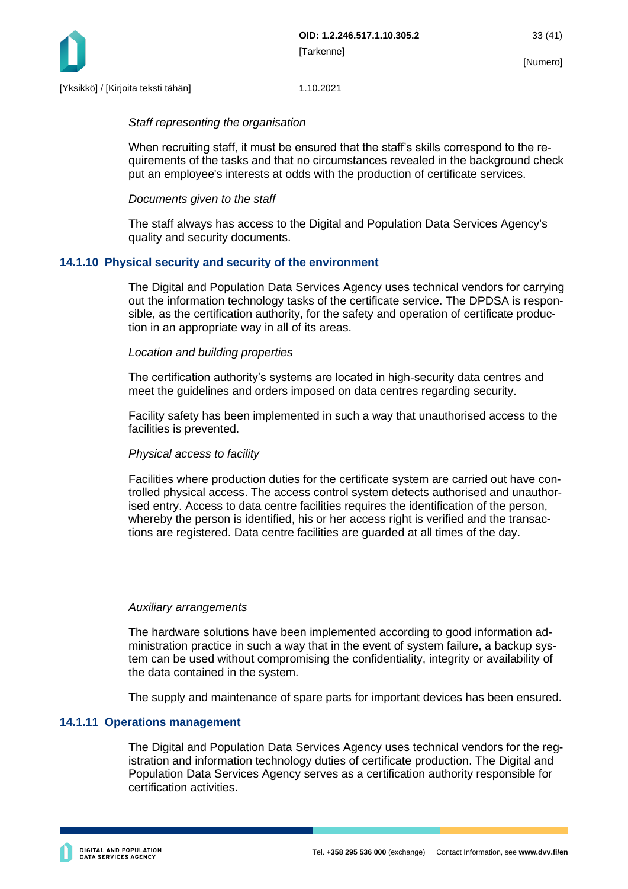*Staff representing the organisation*

When recruiting staff, it must be ensured that the staff's skills correspond to the requirements of the tasks and that no circumstances revealed in the background check put an employee's interests at odds with the production of certificate services.

*Documents given to the staff*

The staff always has access to the Digital and Population Data Services Agency's quality and security documents.

### 14.1.10 Physical security and security of the environment

The Digital and Population Data Services Agency uses technical vendors for carrying out the information technology tasks of the certificate service. The DPDSA is responsible, as the certification authority, for the safety and operation of certificate production in an appropriate way in all of its areas.

*Location and building properties*

The certification authority's systems are located in high-security data centres and meet the guidelines and orders imposed on data centres regarding security.

Facility safety has been implemented in such a way that unauthorised access to the facilities is prevented.

*Physical access to facility*

Facilities where production duties for the certificate system are carried out have controlled physical access. The access control system detects authorised and unauthorised entry. Access to data centre facilities requires the identification of the person, whereby the person is identified, his or her access right is verified and the transactions are registered. Data centre facilities are guarded at all times of the day.

*Auxiliary arrangements*

The hardware solutions have been implemented according to good information administration practice in such a way that in the event of system failure, a backup system can be used without compromising the confidentiality, integrity or availability of the data contained in the system.

The supply and maintenance of spare parts for important devices has been ensured.

### 14.1.11 Operations management

The Digital and Population Data Services Agency uses technical vendors for the registration and information technology duties of certificate production. The Digital and Population Data Services Agency serves as a certification authority responsible for certification activities.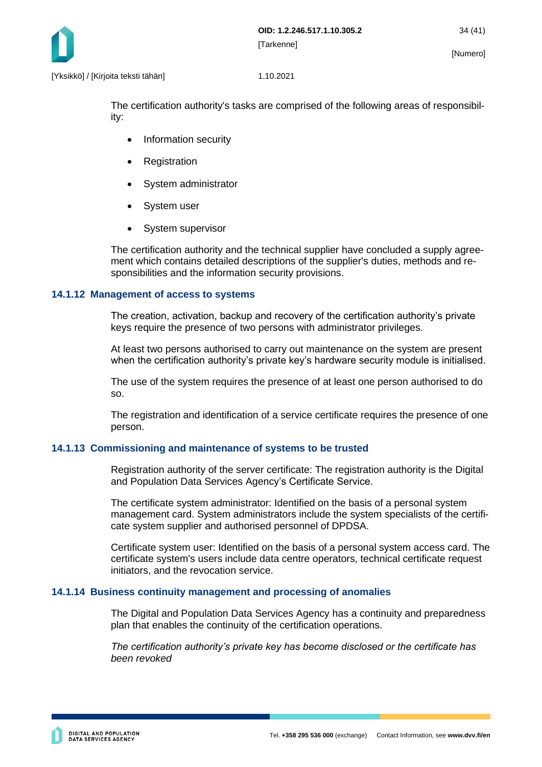The certification authority's tasks are comprised of the following areas of responsibility:

- Information security
- Registration
- System administrator
- System user
- System supervisor

The certification authority and the technical supplier have concluded a supply agreement which contains detailed descriptions of the supplier's duties, methods and responsibilities and the information security provisions.

### 14.1.12 Management of access to systems

The creation, activation, backup and recovery of the certification authority's private keys require the presence of two persons with administrator privileges.

At least two persons authorised to carry out maintenance on the system are present when the certification authority's private key's hardware security module is initialised.

The use of the system requires the presence of at least one person authorised to do so.

The registration and identification of a service certificate requires the presence of one person.

### 14.1.13 Commissioning and maintenance of systems to be trusted

Registration authority of the server certificate: The registration authority is the Digital and Population Data Services Agency's Certificate Service.

The certificate system administrator: Identified on the basis of a personal system management card. System administrators include the system specialists of the certificate system supplier and authorised personnel of DPDSA.

Certificate system user: Identified on the basis of a personal system access card. The certificate system's users include data centre operators, technical certificate request initiators, and the revocation service.

### 14.1.14 Business continuity management and processing of anomalies

The Digital and Population Data Services Agency has a continuity and preparedness plan that enables the continuity of the certification operations.

*The certification authority's private key has become disclosed or the certificate has been revoked*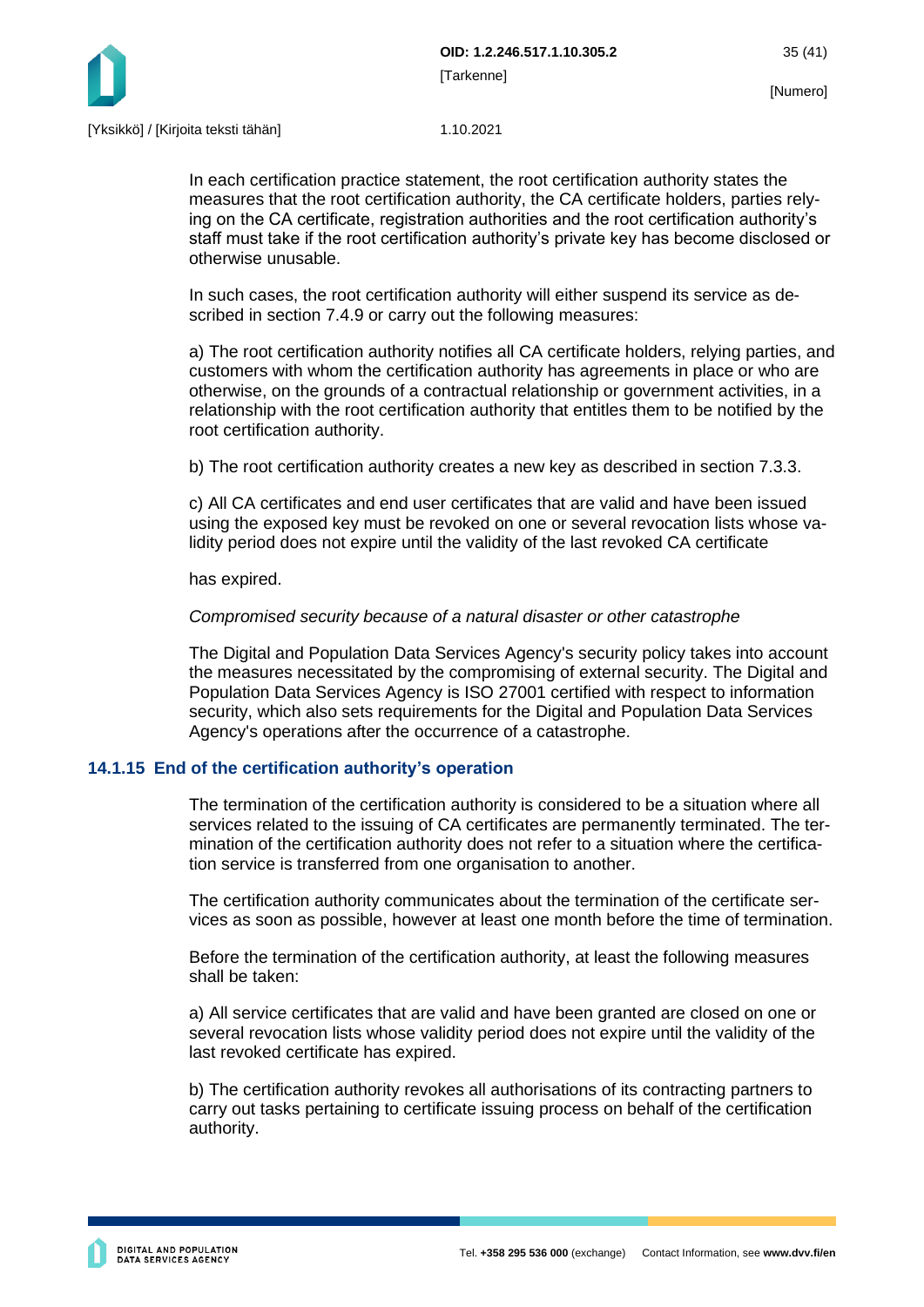In each certification practice statement, the root certification authority states the measures that the root certification authority, the CA certificate holders, parties relying on the CA certificate, registration authorities and the root certification authority's staff must take if the root certification authority's private key has become disclosed or otherwise unusable.

In such cases, the root certification authority will either suspend its service as described in section 7.4.9 or carry out the following measures:

a) The root certification authority notifies all CA certificate holders, relying parties, and customers with whom the certification authority has agreements in place or who are otherwise, on the grounds of a contractual relationship or government activities, in a relationship with the root certification authority that entitles them to be notified by the root certification authority.

b) The root certification authority creates a new key as described in section 7.3.3.

c) All CA certificates and end user certificates that are valid and have been issued using the exposed key must be revoked on one or several revocation lists whose validity period does not expire until the validity of the last revoked CA certificate

has expired.

*Compromised security because of a natural disaster or other catastrophe*

The Digital and Population Data Services Agency's security policy takes into account the measures necessitated by the compromising of external security. The Digital and Population Data Services Agency is ISO 27001 certified with respect to information security, which also sets requirements for the Digital and Population Data Services Agency's operations after the occurrence of a catastrophe.

### 14.1.15 End of the certification authority's operation

The termination of the certification authority is considered to be a situation where all services related to the issuing of CA certificates are permanently terminated. The termination of the certification authority does not refer to a situation where the certification service is transferred from one organisation to another.

The certification authority communicates about the termination of the certificate services as soon as possible, however at least one month before the time of termination.

Before the termination of the certification authority, at least the following measures shall be taken:

a) All service certificates that are valid and have been granted are closed on one or several revocation lists whose validity period does not expire until the validity of the last revoked certificate has expired.

b) The certification authority revokes all authorisations of its contracting partners to carry out tasks pertaining to certificate issuing process on behalf of the certification authority.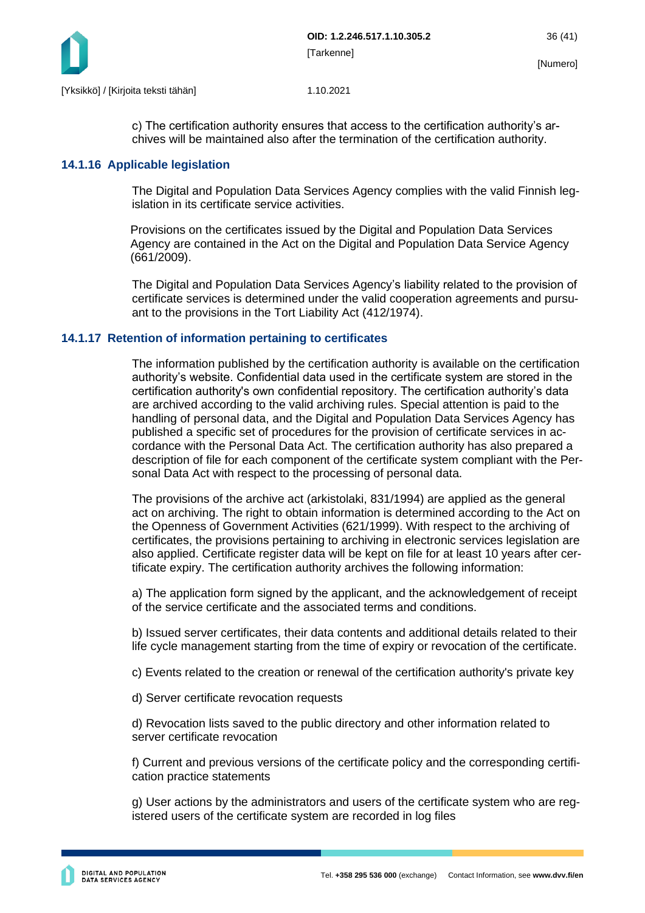c) The certification authority ensures that access to the certification authority's archives will be maintained also after the termination of the certification authority.

### 14.1.16 Applicable legislation

The Digital and Population Data Services Agency complies with the valid Finnish legislation in its certificate service activities.

Provisions on the certificates issued by the Digital and Population Data Services Agency are contained in the Act on the Digital and Population Data Service Agency (661/2009).

The Digital and Population Data Services Agency's liability related to the provision of certificate services is determined under the valid cooperation agreements and pursuant to the provisions in the Tort Liability Act (412/1974).

### 14.1.17 Retention of information pertaining to certificates

The information published by the certification authority is available on the certification authority's website. Confidential data used in the certificate system are stored in the certification authority's own confidential repository. The certification authority's data are archived according to the valid archiving rules. Special attention is paid to the handling of personal data, and the Digital and Population Data Services Agency has published a specific set of procedures for the provision of certificate services in accordance with the Personal Data Act. The certification authority has also prepared a description of file for each component of the certificate system compliant with the Personal Data Act with respect to the processing of personal data.

The provisions of the archive act (arkistolaki, 831/1994) are applied as the general act on archiving. The right to obtain information is determined according to the Act on the Openness of Government Activities (621/1999). With respect to the archiving of certificates, the provisions pertaining to archiving in electronic services legislation are also applied. Certificate register data will be kept on file for at least 10 years after certificate expiry. The certification authority archives the following information:

a) The application form signed by the applicant, and the acknowledgement of receipt of the service certificate and the associated terms and conditions.

b) Issued server certificates, their data contents and additional details related to their life cycle management starting from the time of expiry or revocation of the certificate.

c) Events related to the creation or renewal of the certification authority's private key

d) Server certificate revocation requests

d) Revocation lists saved to the public directory and other information related to server certificate revocation

f) Current and previous versions of the certificate policy and the corresponding certification practice statements

g) User actions by the administrators and users of the certificate system who are registered users of the certificate system are recorded in log files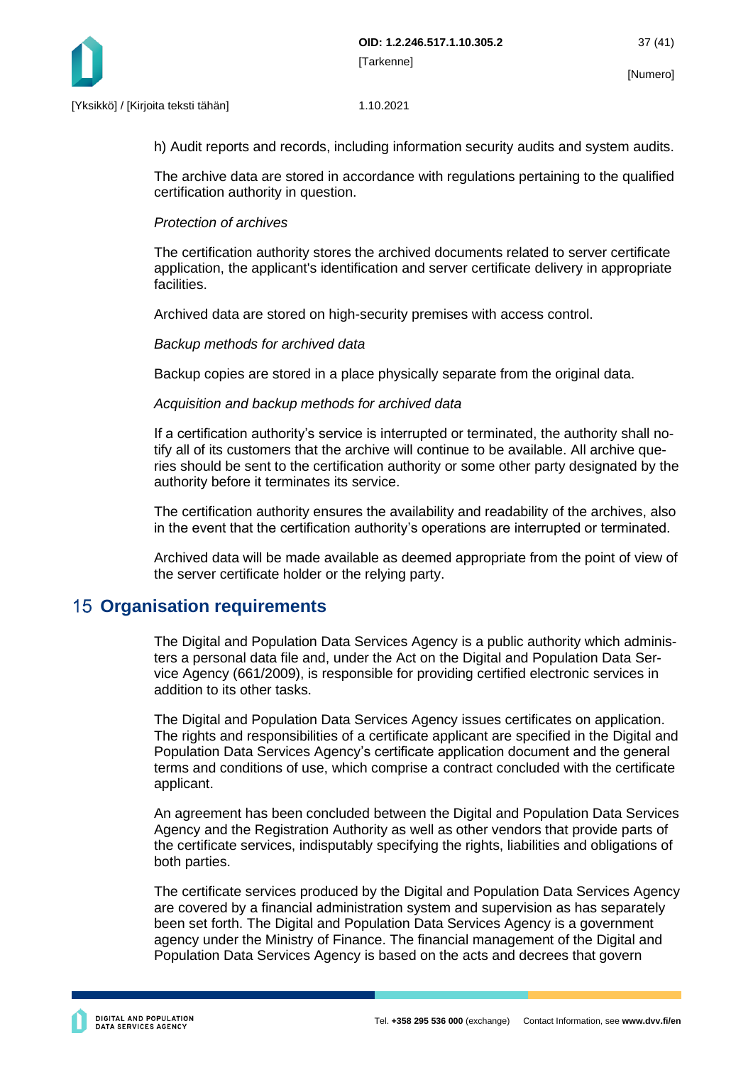h) Audit reports and records, including information security audits and system audits.

The archive data are stored in accordance with regulations pertaining to the qualified certification authority in question.

*Protection of archives*

The certification authority stores the archived documents related to server certificate application, the applicant's identification and server certificate delivery in appropriate facilities.

Archived data are stored on high-security premises with access control.

*Backup methods for archived data*

Backup copies are stored in a place physically separate from the original data.

*Acquisition and backup methods for archived data*

If a certification authority's service is interrupted or terminated, the authority shall notify all of its customers that the archive will continue to be available. All archive queries should be sent to the certification authority or some other party designated by the authority before it terminates its service.

The certification authority ensures the availability and readability of the archives, also in the event that the certification authority's operations are interrupted or terminated.

Archived data will be made available as deemed appropriate from the point of view of the server certificate holder or the relying party.

# 15 Organisation requirements

The Digital and Population Data Services Agency is a public authority which administers a personal data file and, under the Act on the Digital and Population Data Service Agency (661/2009), is responsible for providing certified electronic services in addition to its other tasks.

The Digital and Population Data Services Agency issues certificates on application. The rights and responsibilities of a certificate applicant are specified in the Digital and Population Data Services Agency's certificate application document and the general terms and conditions of use, which comprise a contract concluded with the certificate applicant.

An agreement has been concluded between the Digital and Population Data Services Agency and the Registration Authority as well as other vendors that provide parts of the certificate services, indisputably specifying the rights, liabilities and obligations of both parties.

The certificate services produced by the Digital and Population Data Services Agency are covered by a financial administration system and supervision as has separately been set forth. The Digital and Population Data Services Agency is a government agency under the Ministry of Finance. The financial management of the Digital and Population Data Services Agency is based on the acts and decrees that govern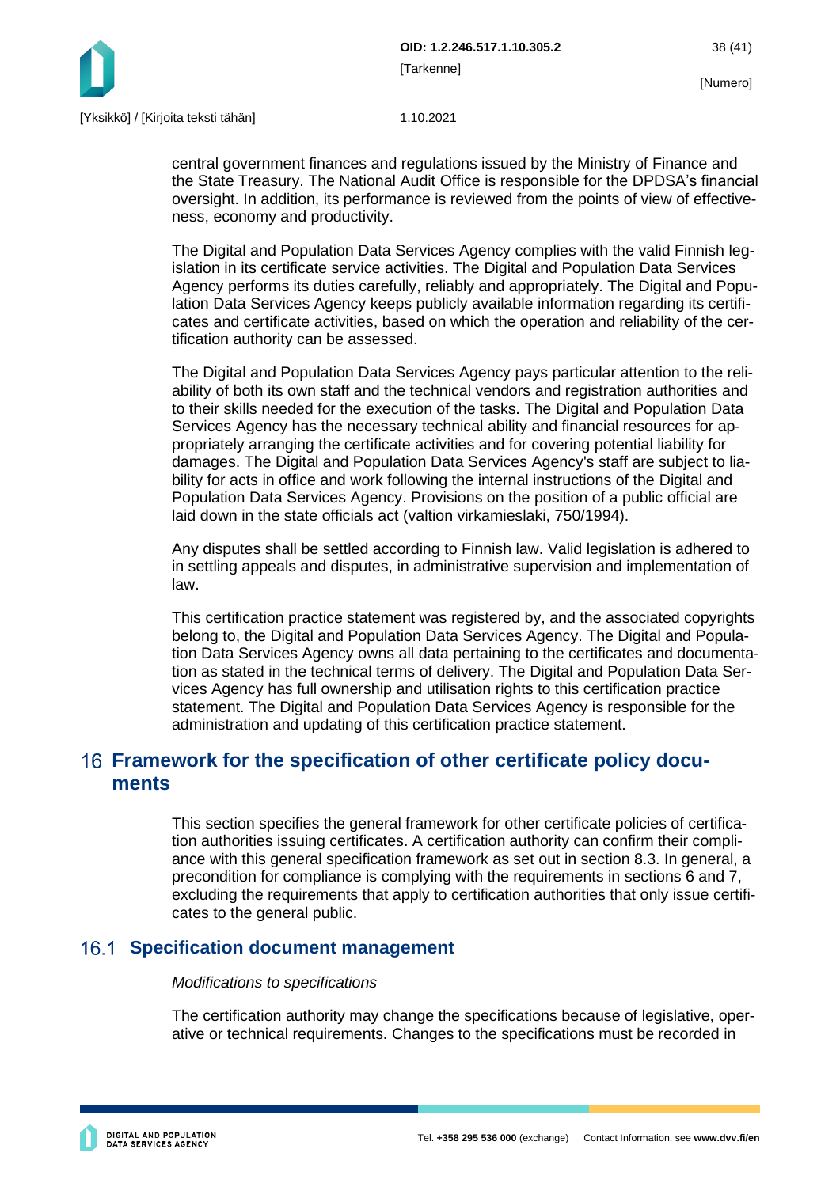central government finances and regulations issued by the Ministry of Finance and the State Treasury. The National Audit Office is responsible for the DPDSA's financial oversight. In addition, its performance is reviewed from the points of view of effectiveness, economy and productivity.

The Digital and Population Data Services Agency complies with the valid Finnish legislation in its certificate service activities. The Digital and Population Data Services Agency performs its duties carefully, reliably and appropriately. The Digital and Population Data Services Agency keeps publicly available information regarding its certificates and certificate activities, based on which the operation and reliability of the certification authority can be assessed.

The Digital and Population Data Services Agency pays particular attention to the reliability of both its own staff and the technical vendors and registration authorities and to their skills needed for the execution of the tasks. The Digital and Population Data Services Agency has the necessary technical ability and financial resources for appropriately arranging the certificate activities and for covering potential liability for damages. The Digital and Population Data Services Agency's staff are subject to liability for acts in office and work following the internal instructions of the Digital and Population Data Services Agency. Provisions on the position of a public official are laid down in the state officials act (valtion virkamieslaki, 750/1994).

Any disputes shall be settled according to Finnish law. Valid legislation is adhered to in settling appeals and disputes, in administrative supervision and implementation of law.

This certification practice statement was registered by, and the associated copyrights belong to, the Digital and Population Data Services Agency. The Digital and Population Data Services Agency owns all data pertaining to the certificates and documentation as stated in the technical terms of delivery. The Digital and Population Data Services Agency has full ownership and utilisation rights to this certification practice statement. The Digital and Population Data Services Agency is responsible for the administration and updating of this certification practice statement.

# 16 Framework for the specification of other certificate policy documents

This section specifies the general framework for other certificate policies of certification authorities issuing certificates. A certification authority can confirm their compliance with this general specification framework as set out in section 8.3. In general, a precondition for compliance is complying with the requirements in sections 6 and 7, excluding the requirements that apply to certification authorities that only issue certificates to the general public.

## 16.1 Specification document management

*Modifications to specifications*

The certification authority may change the specifications because of legislative, operative or technical requirements. Changes to the specifications must be recorded in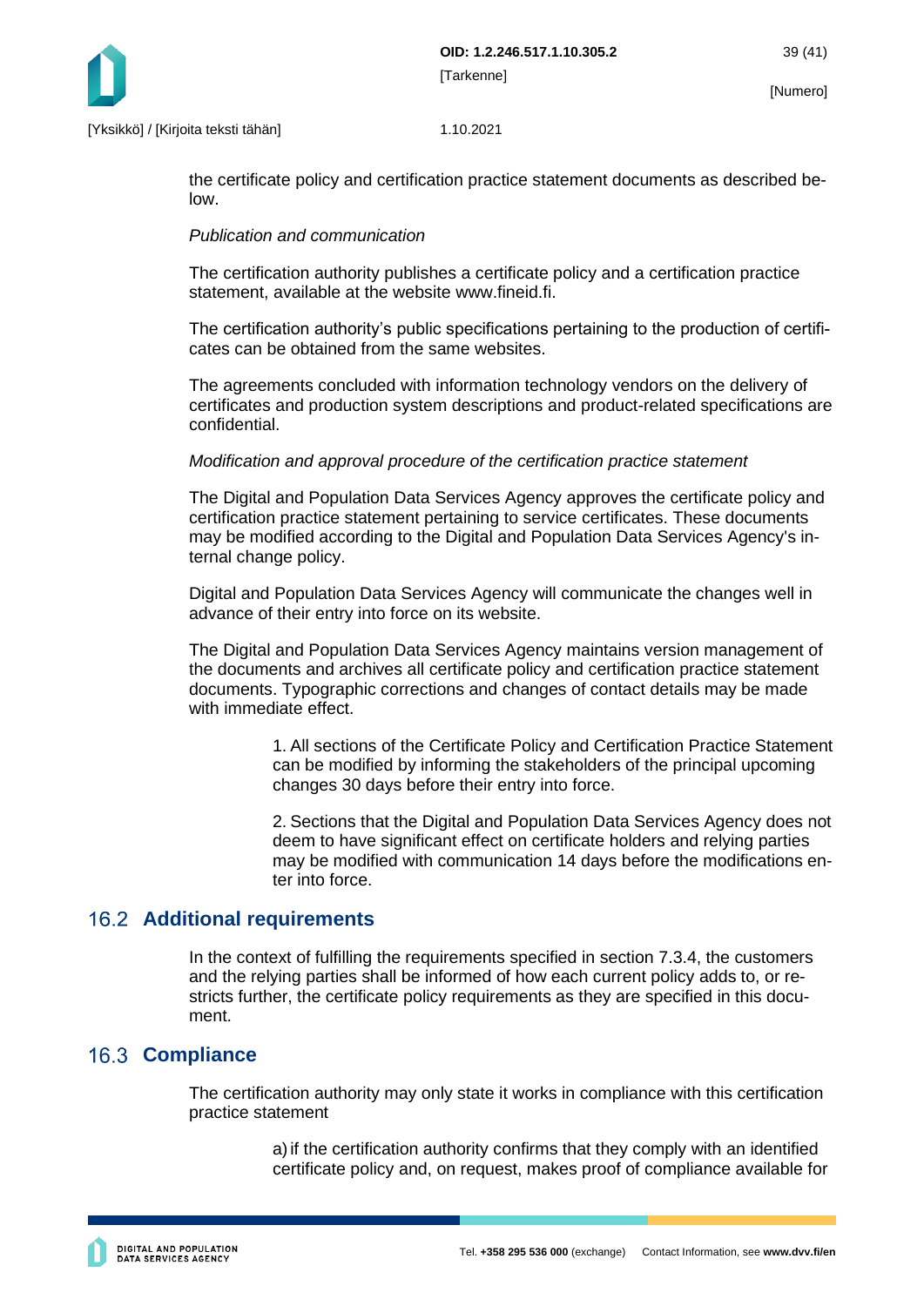the certificate policy and certification practice statement documents as described below.

*Publication and communication*

The certification authority publishes a certificate policy and a certification practice statement, available at the website www.fineid.fi.

The certification authority's public specifications pertaining to the production of certificates can be obtained from the same websites.

The agreements concluded with information technology vendors on the delivery of certificates and production system descriptions and product-related specifications are confidential.

*Modification and approval procedure of the certification practice statement*

The Digital and Population Data Services Agency approves the certificate policy and certification practice statement pertaining to service certificates. These documents may be modified according to the Digital and Population Data Services Agency's internal change policy.

Digital and Population Data Services Agency will communicate the changes well in advance of their entry into force on its website.

The Digital and Population Data Services Agency maintains version management of the documents and archives all certificate policy and certification practice statement documents. Typographic corrections and changes of contact details may be made with immediate effect.

1. All sections of the Certificate Policy and Certification Practice Statement can be modified by informing the stakeholders of the principal upcoming changes 30 days before their entry into force.

2. Sections that the Digital and Population Data Services Agency does not deem to have significant effect on certificate holders and relying parties may be modified with communication 14 days before the modifications enter into force.

## 16.2 Additional requirements

In the context of fulfilling the requirements specified in section 7.3.4, the customers and the relying parties shall be informed of how each current policy adds to, or restricts further, the certificate policy requirements as they are specified in this document.

## 16.3 Compliance

The certification authority may only state it works in compliance with this certification practice statement

a) if the certification authority confirms that they comply with an identified certificate policy and, on request, makes proof of compliance available for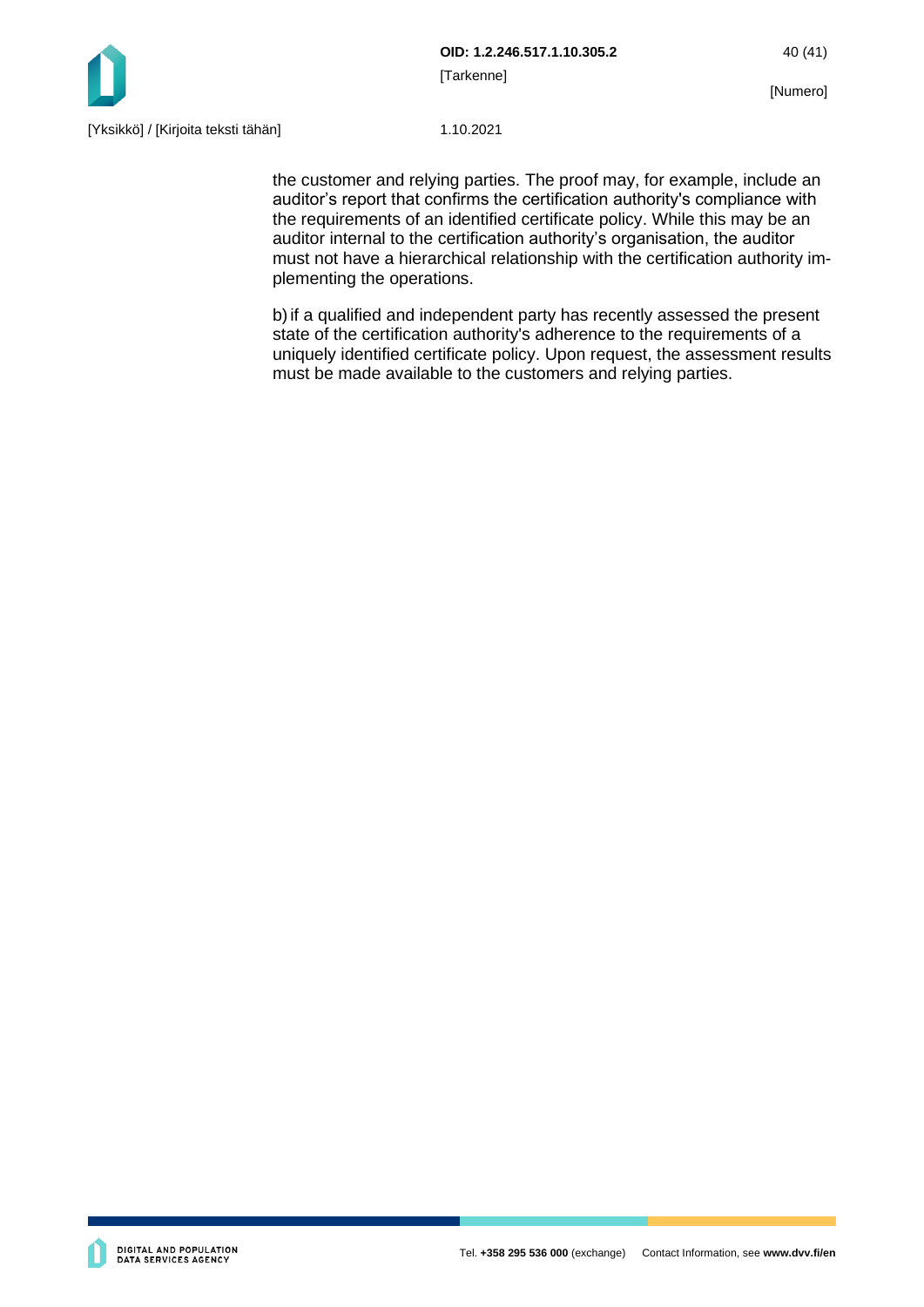the customer and relying parties. The proof may, for example, include an auditor's report that confirms the certification authority's compliance with the requirements of an identified certificate policy. While this may be an auditor internal to the certification authority's organisation, the auditor must not have a hierarchical relationship with the certification authority implementing the operations.

b) if a qualified and independent party has recently assessed the present state of the certification authority's adherence to the requirements of a uniquely identified certificate policy. Upon request, the assessment results must be made available to the customers and relying parties.